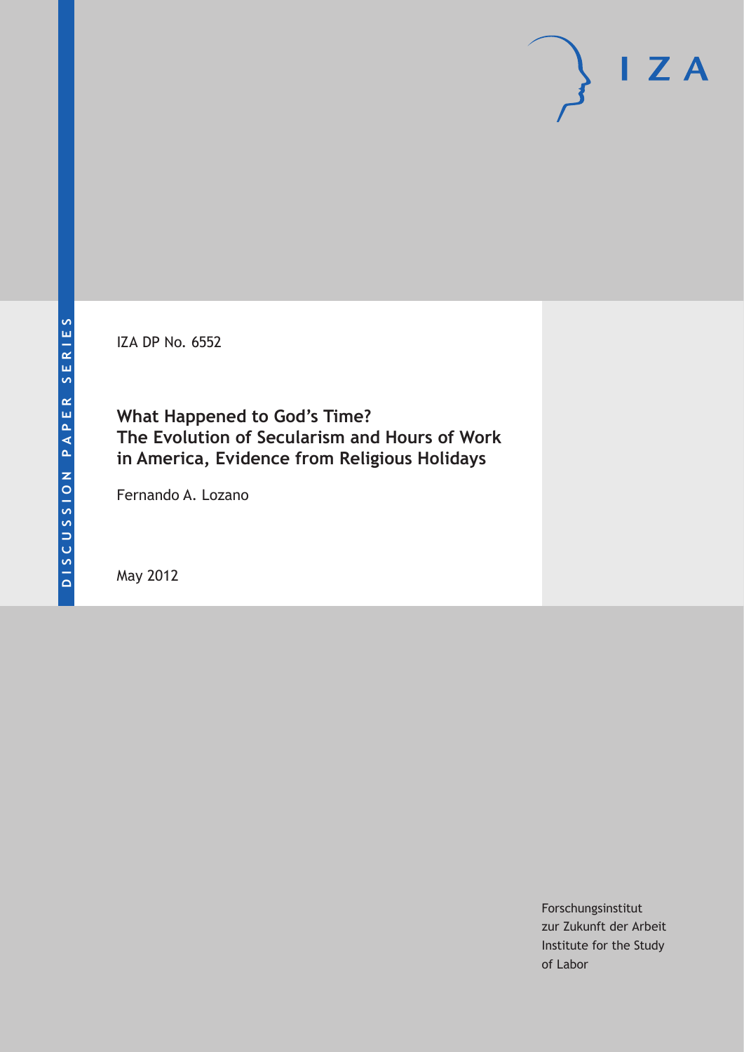IZA DP No. 6552

# What Happened to God's Time? The Evolution of Secularism and Hours of Work in America, Evidence from Religious Holidays

Fernando A. Lozano

May 2012

Forschungsinstitut
zur Zukunft der Arbeit
Institute for the Study
of Labor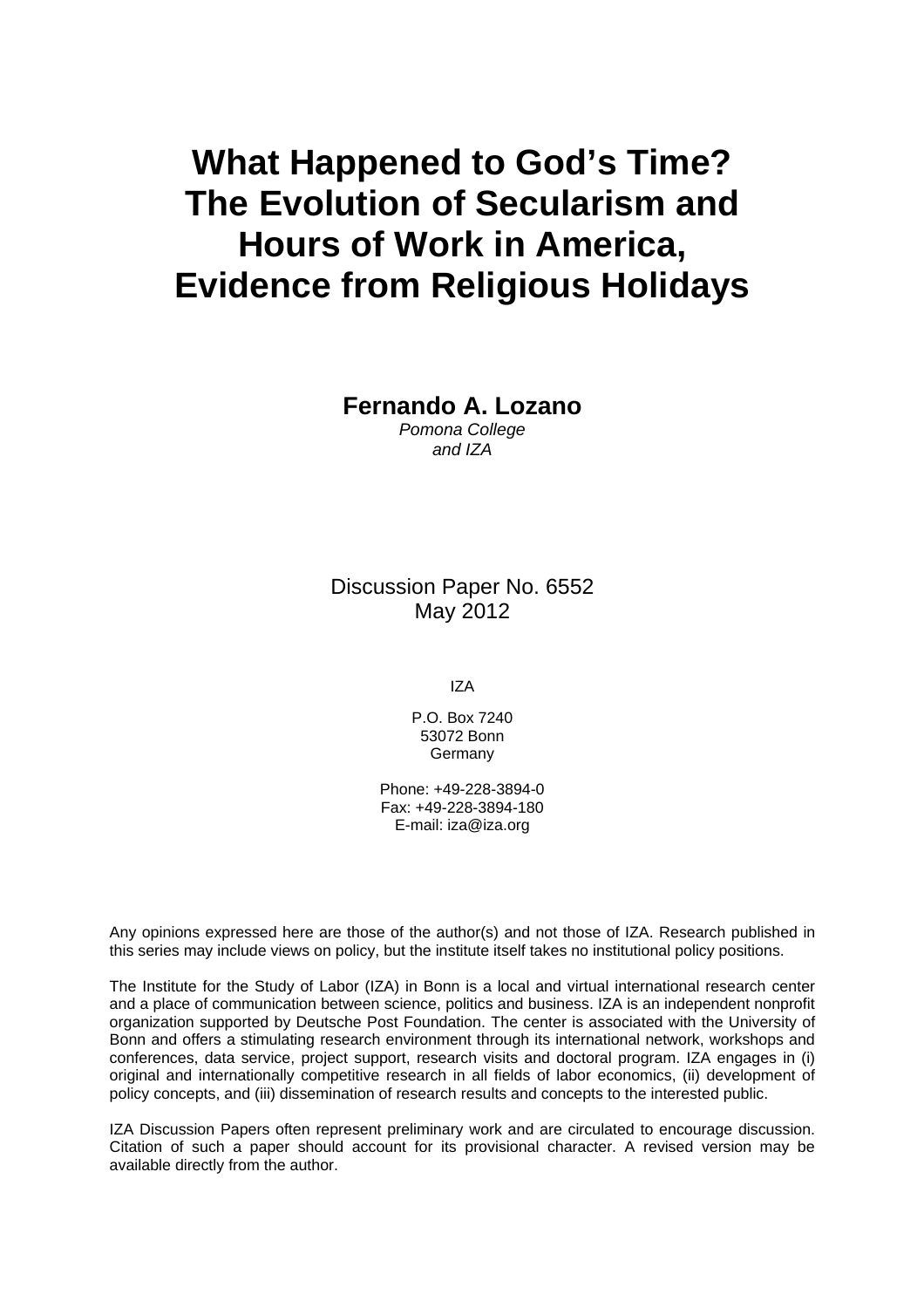# What Happened to God's Time? The Evolution of Secularism and Hours of Work in America, Evidence from Religious Holidays

**Fernando A. Lozano**

*Pomona College*
*and IZA*

Discussion Paper No. 6552
May 2012

IZA

P.O. Box 7240
53072 Bonn
Germany

Phone: +49-228-3894-0
Fax: +49-228-3894-180
E-mail: iza@iza.org

Any opinions expressed here are those of the author(s) and not those of IZA. Research published in this series may include views on policy, but the institute itself takes no institutional policy positions.

The Institute for the Study of Labor (IZA) in Bonn is a local and virtual international research center and a place of communication between science, politics and business. IZA is an independent nonprofit organization supported by Deutsche Post Foundation. The center is associated with the University of Bonn and offers a stimulating research environment through its international network, workshops and conferences, data service, project support, research visits and doctoral program. IZA engages in (i) original and internationally competitive research in all fields of labor economics, (ii) development of policy concepts, and (iii) dissemination of research results and concepts to the interested public.

IZA Discussion Papers often represent preliminary work and are circulated to encourage discussion. Citation of such a paper should account for its provisional character. A revised version may be available directly from the author.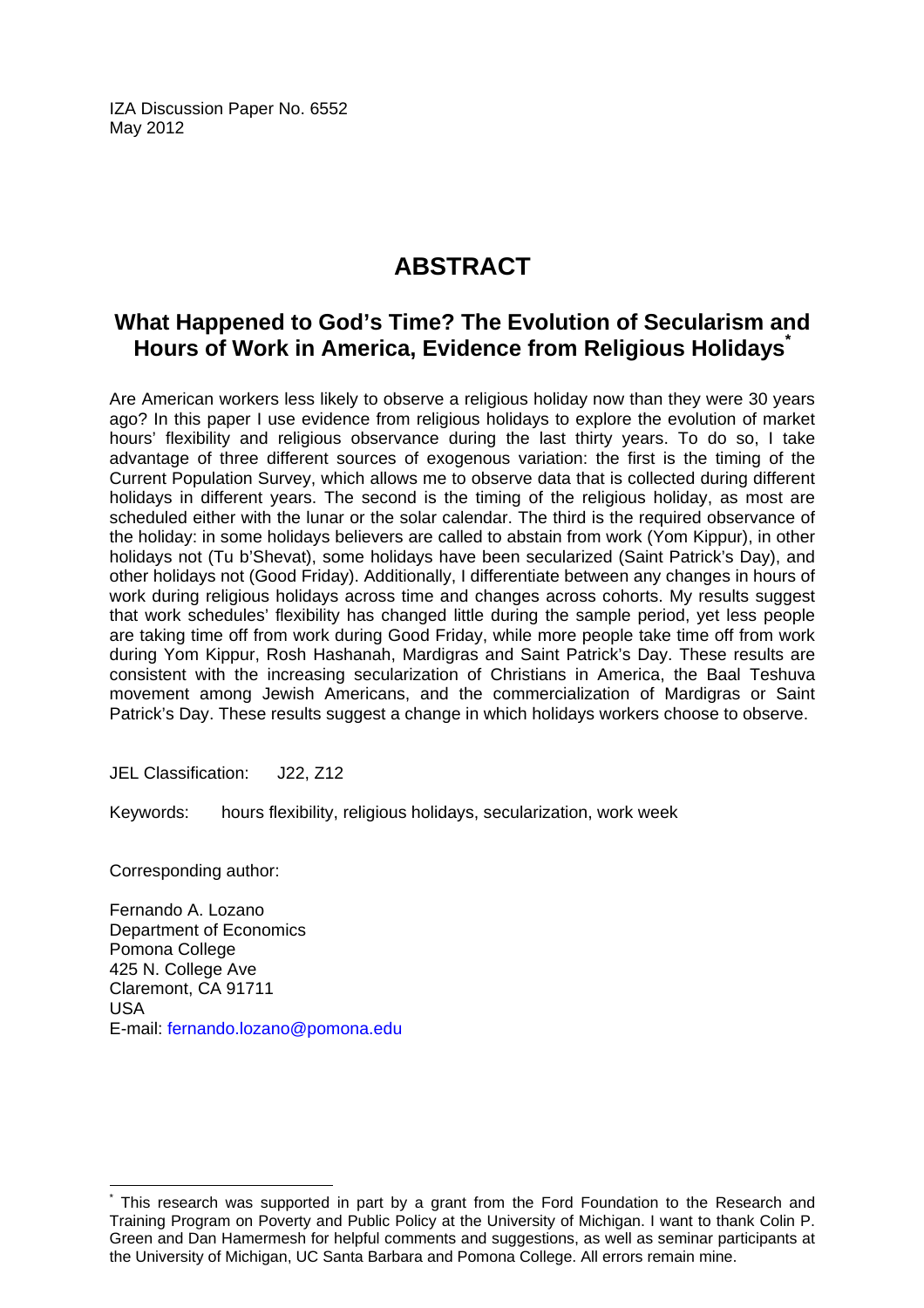IZA Discussion Paper No. 6552
May 2012

# ABSTRACT

## What Happened to God's Time? The Evolution of Secularism and Hours of Work in America, Evidence from Religious Holidays[*]

Are American workers less likely to observe a religious holiday now than they were 30 years ago? In this paper I use evidence from religious holidays to explore the evolution of market hours' flexibility and religious observance during the last thirty years. To do so, I take advantage of three different sources of exogenous variation: the first is the timing of the Current Population Survey, which allows me to observe data that is collected during different holidays in different years. The second is the timing of the religious holiday, as most are scheduled either with the lunar or the solar calendar. The third is the required observance of the holiday: in some holidays believers are called to abstain from work (Yom Kippur), in other holidays not (Tu b'Shevat), some holidays have been secularized (Saint Patrick's Day), and other holidays not (Good Friday). Additionally, I differentiate between any changes in hours of work during religious holidays across time and changes across cohorts. My results suggest that work schedules' flexibility has changed little during the sample period, yet less people are taking time off from work during Good Friday, while more people take time off from work during Yom Kippur, Rosh Hashanah, Mardigras and Saint Patrick's Day. These results are consistent with the increasing secularization of Christians in America, the Baal Teshuva movement among Jewish Americans, and the commercialization of Mardigras or Saint Patrick's Day. These results suggest a change in which holidays workers choose to observe.

JEL Classification: J22, Z12

Keywords: hours flexibility, religious holidays, secularization, work week

Corresponding author:

Fernando A. Lozano
Department of Economics
Pomona College
425 N. College Ave
Claremont, CA 91711
USA
E-mail: fernando.lozano@pomona.edu

[*] This research was supported in part by a grant from the Ford Foundation to the Research and Training Program on Poverty and Public Policy at the University of Michigan. I want to thank Colin P. Green and Dan Hamermesh for helpful comments and suggestions, as well as seminar participants at the University of Michigan, UC Santa Barbara and Pomona College. All errors remain mine.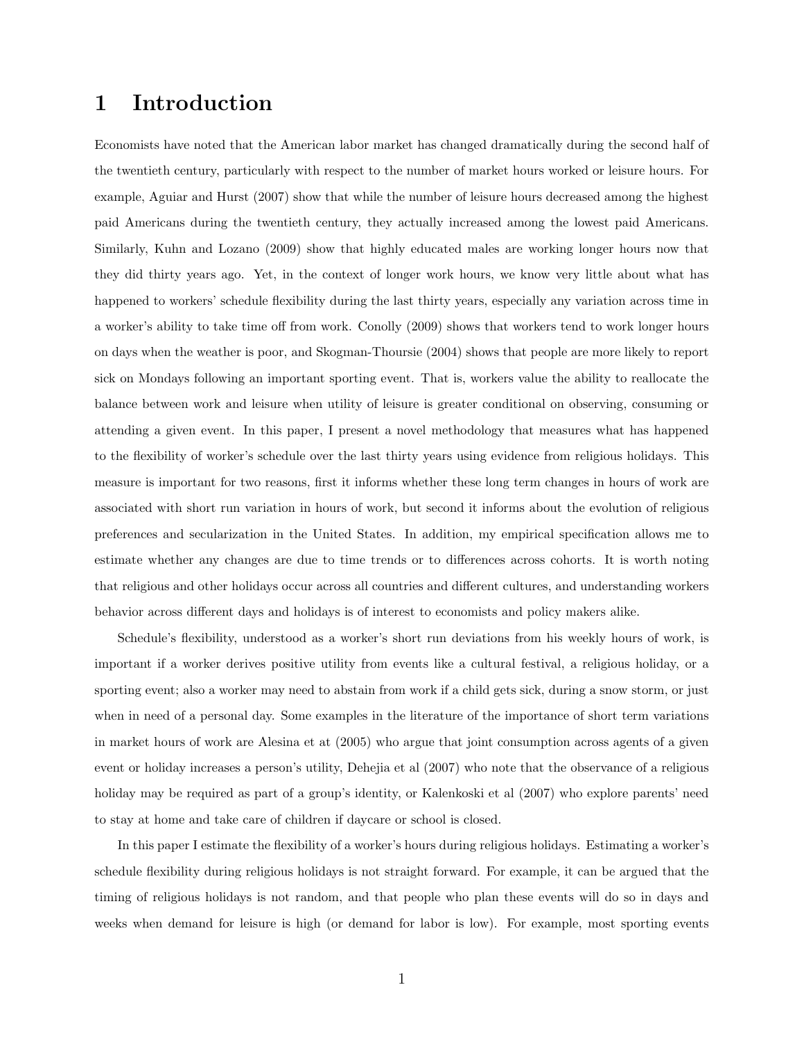# 1 Introduction

Economists have noted that the American labor market has changed dramatically during the second half of the twentieth century, particularly with respect to the number of market hours worked or leisure hours. For example, Aguiar and Hurst (2007) show that while the number of leisure hours decreased among the highest paid Americans during the twentieth century, they actually increased among the lowest paid Americans. Similarly, Kuhn and Lozano (2009) show that highly educated males are working longer hours now that they did thirty years ago. Yet, in the context of longer work hours, we know very little about what has happened to workers' schedule flexibility during the last thirty years, especially any variation across time in a worker's ability to take time off from work. Conolly (2009) shows that workers tend to work longer hours on days when the weather is poor, and Skogman-Thoursie (2004) shows that people are more likely to report sick on Mondays following an important sporting event. That is, workers value the ability to reallocate the balance between work and leisure when utility of leisure is greater conditional on observing, consuming or attending a given event. In this paper, I present a novel methodology that measures what has happened to the flexibility of worker's schedule over the last thirty years using evidence from religious holidays. This measure is important for two reasons, first it informs whether these long term changes in hours of work are associated with short run variation in hours of work, but second it informs about the evolution of religious preferences and secularization in the United States. In addition, my empirical specification allows me to estimate whether any changes are due to time trends or to differences across cohorts. It is worth noting that religious and other holidays occur across all countries and different cultures, and understanding workers behavior across different days and holidays is of interest to economists and policy makers alike.

Schedule's flexibility, understood as a worker's short run deviations from his weekly hours of work, is important if a worker derives positive utility from events like a cultural festival, a religious holiday, or a sporting event; also a worker may need to abstain from work if a child gets sick, during a snow storm, or just when in need of a personal day. Some examples in the literature of the importance of short term variations in market hours of work are Alesina et at (2005) who argue that joint consumption across agents of a given event or holiday increases a person's utility, Dehejia et al (2007) who note that the observance of a religious holiday may be required as part of a group's identity, or Kalenkoski et al (2007) who explore parents' need to stay at home and take care of children if daycare or school is closed.

In this paper I estimate the flexibility of a worker's hours during religious holidays. Estimating a worker's schedule flexibility during religious holidays is not straight forward. For example, it can be argued that the timing of religious holidays is not random, and that people who plan these events will do so in days and weeks when demand for leisure is high (or demand for labor is low). For example, most sporting events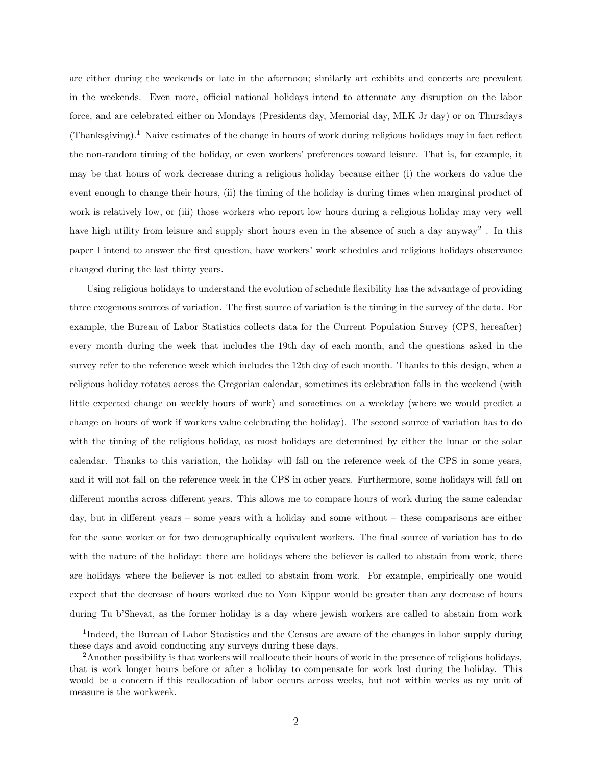are either during the weekends or late in the afternoon; similarly art exhibits and concerts are prevalent in the weekends. Even more, official national holidays intend to attenuate any disruption on the labor force, and are celebrated either on Mondays (Presidents day, Memorial day, MLK Jr day) or on Thursdays (Thanksgiving).[1] Naive estimates of the change in hours of work during religious holidays may in fact reflect the non-random timing of the holiday, or even workers' preferences toward leisure. That is, for example, it may be that hours of work decrease during a religious holiday because either (i) the workers do value the event enough to change their hours, (ii) the timing of the holiday is during times when marginal product of work is relatively low, or (iii) those workers who report low hours during a religious holiday may very well have high utility from leisure and supply short hours even in the absence of such a day anyway[2] . In this paper I intend to answer the first question, have workers' work schedules and religious holidays observance changed during the last thirty years.

Using religious holidays to understand the evolution of schedule flexibility has the advantage of providing three exogenous sources of variation. The first source of variation is the timing in the survey of the data. For example, the Bureau of Labor Statistics collects data for the Current Population Survey (CPS, hereafter) every month during the week that includes the 19th day of each month, and the questions asked in the survey refer to the reference week which includes the 12th day of each month. Thanks to this design, when a religious holiday rotates across the Gregorian calendar, sometimes its celebration falls in the weekend (with little expected change on weekly hours of work) and sometimes on a weekday (where we would predict a change on hours of work if workers value celebrating the holiday). The second source of variation has to do with the timing of the religious holiday, as most holidays are determined by either the lunar or the solar calendar. Thanks to this variation, the holiday will fall on the reference week of the CPS in some years, and it will not fall on the reference week in the CPS in other years. Furthermore, some holidays will fall on different months across different years. This allows me to compare hours of work during the same calendar day, but in different years – some years with a holiday and some without – these comparisons are either for the same worker or for two demographically equivalent workers. The final source of variation has to do with the nature of the holiday: there are holidays where the believer is called to abstain from work, there are holidays where the believer is not called to abstain from work. For example, empirically one would expect that the decrease of hours worked due to Yom Kippur would be greater than any decrease of hours during Tu b'Shevat, as the former holiday is a day where jewish workers are called to abstain from work

[1] Indeed, the Bureau of Labor Statistics and the Census are aware of the changes in labor supply during these days and avoid conducting any surveys during these days.

[2] Another possibility is that workers will reallocate their hours of work in the presence of religious holidays, that is work longer hours before or after a holiday to compensate for work lost during the holiday. This would be a concern if this reallocation of labor occurs across weeks, but not within weeks as my unit of measure is the workweek.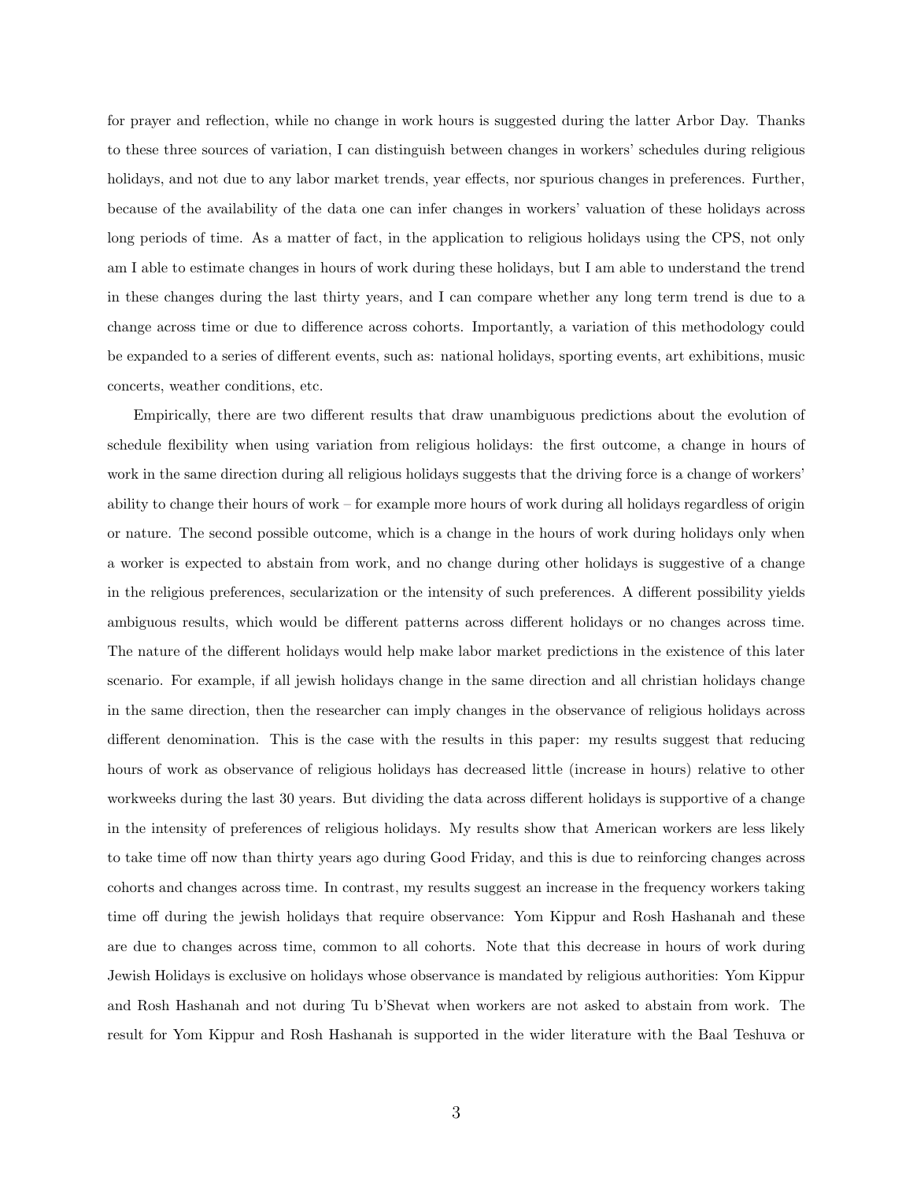for prayer and reflection, while no change in work hours is suggested during the latter Arbor Day. Thanks to these three sources of variation, I can distinguish between changes in workers' schedules during religious holidays, and not due to any labor market trends, year effects, nor spurious changes in preferences. Further, because of the availability of the data one can infer changes in workers' valuation of these holidays across long periods of time. As a matter of fact, in the application to religious holidays using the CPS, not only am I able to estimate changes in hours of work during these holidays, but I am able to understand the trend in these changes during the last thirty years, and I can compare whether any long term trend is due to a change across time or due to difference across cohorts. Importantly, a variation of this methodology could be expanded to a series of different events, such as: national holidays, sporting events, art exhibitions, music concerts, weather conditions, etc.

Empirically, there are two different results that draw unambiguous predictions about the evolution of schedule flexibility when using variation from religious holidays: the first outcome, a change in hours of work in the same direction during all religious holidays suggests that the driving force is a change of workers' ability to change their hours of work – for example more hours of work during all holidays regardless of origin or nature. The second possible outcome, which is a change in the hours of work during holidays only when a worker is expected to abstain from work, and no change during other holidays is suggestive of a change in the religious preferences, secularization or the intensity of such preferences. A different possibility yields ambiguous results, which would be different patterns across different holidays or no changes across time. The nature of the different holidays would help make labor market predictions in the existence of this later scenario. For example, if all jewish holidays change in the same direction and all christian holidays change in the same direction, then the researcher can imply changes in the observance of religious holidays across different denomination. This is the case with the results in this paper: my results suggest that reducing hours of work as observance of religious holidays has decreased little (increase in hours) relative to other workweeks during the last 30 years. But dividing the data across different holidays is supportive of a change in the intensity of preferences of religious holidays. My results show that American workers are less likely to take time off now than thirty years ago during Good Friday, and this is due to reinforcing changes across cohorts and changes across time. In contrast, my results suggest an increase in the frequency workers taking time off during the jewish holidays that require observance: Yom Kippur and Rosh Hashanah and these are due to changes across time, common to all cohorts. Note that this decrease in hours of work during Jewish Holidays is exclusive on holidays whose observance is mandated by religious authorities: Yom Kippur and Rosh Hashanah and not during Tu b'Shevat when workers are not asked to abstain from work. The result for Yom Kippur and Rosh Hashanah is supported in the wider literature with the Baal Teshuva or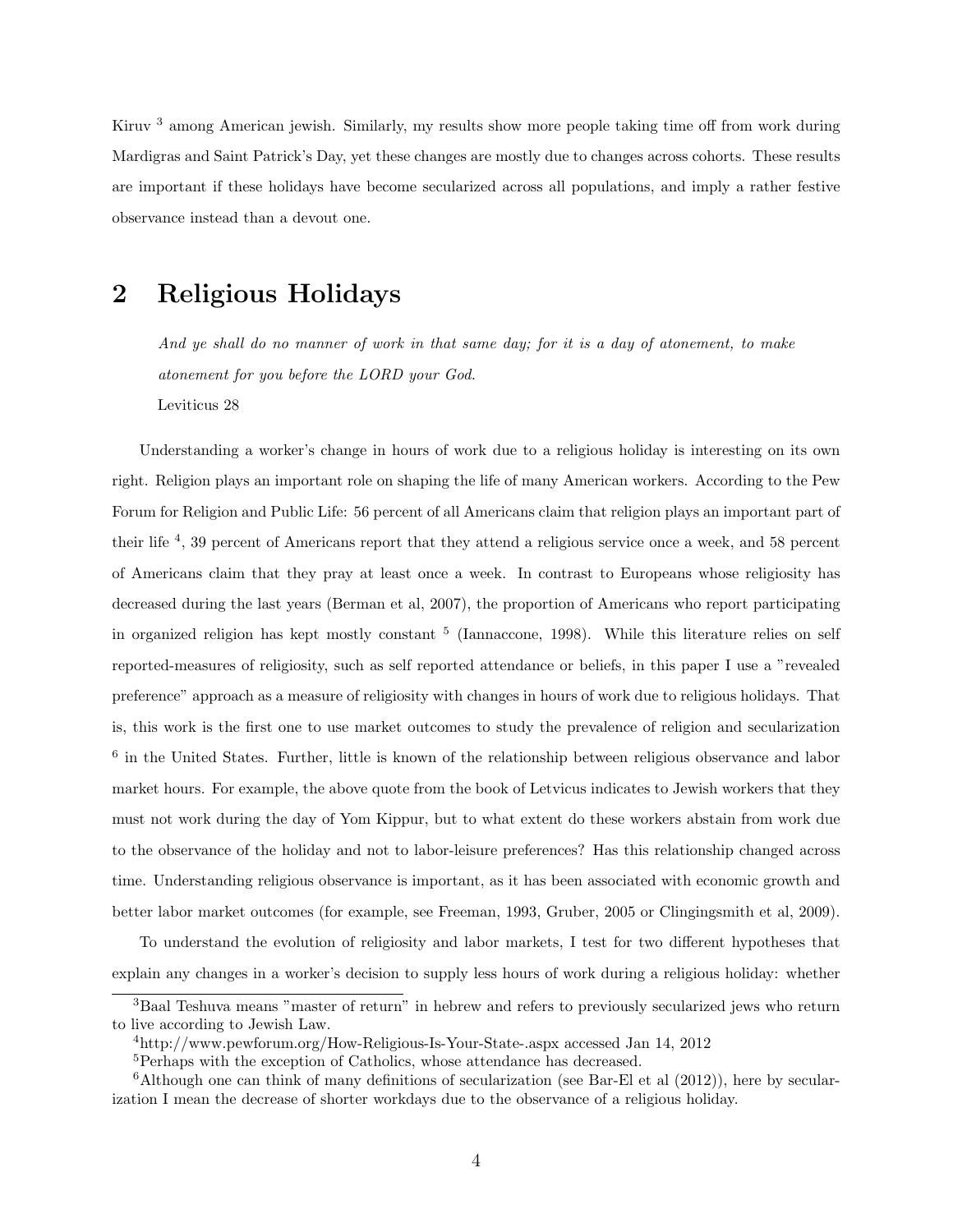Kiruv [3] among American jewish. Similarly, my results show more people taking time off from work during Mardigras and Saint Patrick's Day, yet these changes are mostly due to changes across cohorts. These results are important if these holidays have become secularized across all populations, and imply a rather festive observance instead than a devout one.

## 2 Religious Holidays

> *And ye shall do no manner of work in that same day; for it is a day of atonement, to make atonement for you before the LORD your God.*
>
> Leviticus 28

Understanding a worker's change in hours of work due to a religious holiday is interesting on its own right. Religion plays an important role on shaping the life of many American workers. According to the Pew Forum for Religion and Public Life: 56 percent of all Americans claim that religion plays an important part of their life [4], 39 percent of Americans report that they attend a religious service once a week, and 58 percent of Americans claim that they pray at least once a week. In contrast to Europeans whose religiosity has decreased during the last years (Berman et al, 2007), the proportion of Americans who report participating in organized religion has kept mostly constant [5] (Iannaccone, 1998). While this literature relies on self reported-measures of religiosity, such as self reported attendance or beliefs, in this paper I use a "revealed preference" approach as a measure of religiosity with changes in hours of work due to religious holidays. That is, this work is the first one to use market outcomes to study the prevalence of religion and secularization [6] in the United States. Further, little is known of the relationship between religious observance and labor market hours. For example, the above quote from the book of Letvicus indicates to Jewish workers that they must not work during the day of Yom Kippur, but to what extent do these workers abstain from work due to the observance of the holiday and not to labor-leisure preferences? Has this relationship changed across time. Understanding religious observance is important, as it has been associated with economic growth and better labor market outcomes (for example, see Freeman, 1993, Gruber, 2005 or Clingingsmith et al, 2009).

To understand the evolution of religiosity and labor markets, I test for two different hypotheses that explain any changes in a worker's decision to supply less hours of work during a religious holiday: whether

---

[3] Baal Teshuva means "master of return" in hebrew and refers to previously secularized jews who return to live according to Jewish Law.

[4] http://www.pewforum.org/How-Religious-Is-Your-State-.aspx accessed Jan 14, 2012

[5] Perhaps with the exception of Catholics, whose attendance has decreased.

[6] Although one can think of many definitions of secularization (see Bar-El et al (2012)), here by secularization I mean the decrease of shorter workdays due to the observance of a religious holiday.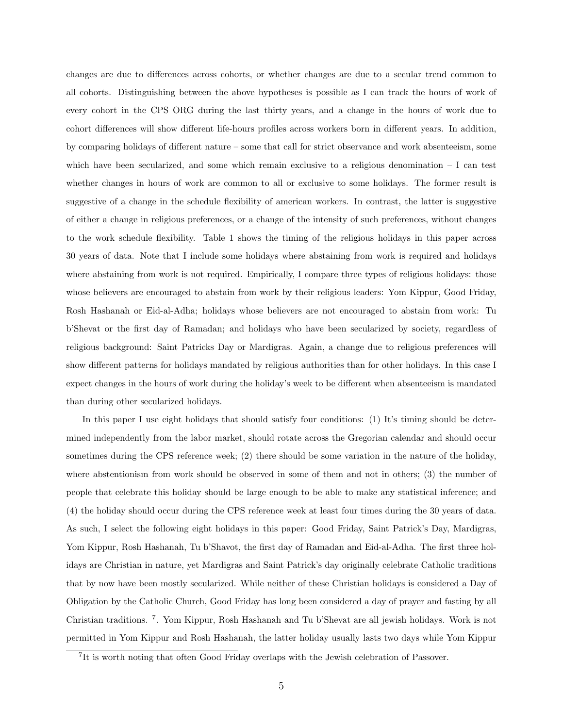changes are due to differences across cohorts, or whether changes are due to a secular trend common to all cohorts. Distinguishing between the above hypotheses is possible as I can track the hours of work of every cohort in the CPS ORG during the last thirty years, and a change in the hours of work due to cohort differences will show different life-hours profiles across workers born in different years. In addition, by comparing holidays of different nature – some that call for strict observance and work absenteeism, some which have been secularized, and some which remain exclusive to a religious denomination – I can test whether changes in hours of work are common to all or exclusive to some holidays. The former result is suggestive of a change in the schedule flexibility of american workers. In contrast, the latter is suggestive of either a change in religious preferences, or a change of the intensity of such preferences, without changes to the work schedule flexibility. Table 1 shows the timing of the religious holidays in this paper across 30 years of data. Note that I include some holidays where abstaining from work is required and holidays where abstaining from work is not required. Empirically, I compare three types of religious holidays: those whose believers are encouraged to abstain from work by their religious leaders: Yom Kippur, Good Friday, Rosh Hashanah or Eid-al-Adha; holidays whose believers are not encouraged to abstain from work: Tu b'Shevat or the first day of Ramadan; and holidays who have been secularized by society, regardless of religious background: Saint Patricks Day or Mardigras. Again, a change due to religious preferences will show different patterns for holidays mandated by religious authorities than for other holidays. In this case I expect changes in the hours of work during the holiday's week to be different when absenteeism is mandated than during other secularized holidays.

In this paper I use eight holidays that should satisfy four conditions: (1) It's timing should be determined independently from the labor market, should rotate across the Gregorian calendar and should occur sometimes during the CPS reference week; (2) there should be some variation in the nature of the holiday, where abstentionism from work should be observed in some of them and not in others; (3) the number of people that celebrate this holiday should be large enough to be able to make any statistical inference; and (4) the holiday should occur during the CPS reference week at least four times during the 30 years of data. As such, I select the following eight holidays in this paper: Good Friday, Saint Patrick's Day, Mardigras, Yom Kippur, Rosh Hashanah, Tu b'Shavot, the first day of Ramadan and Eid-al-Adha. The first three holidays are Christian in nature, yet Mardigras and Saint Patrick's day originally celebrate Catholic traditions that by now have been mostly secularized. While neither of these Christian holidays is considered a Day of Obligation by the Catholic Church, Good Friday has long been considered a day of prayer and fasting by all Christian traditions. [7]. Yom Kippur, Rosh Hashanah and Tu b'Shevat are all jewish holidays. Work is not permitted in Yom Kippur and Rosh Hashanah, the latter holiday usually lasts two days while Yom Kippur

[7] It is worth noting that often Good Friday overlaps with the Jewish celebration of Passover.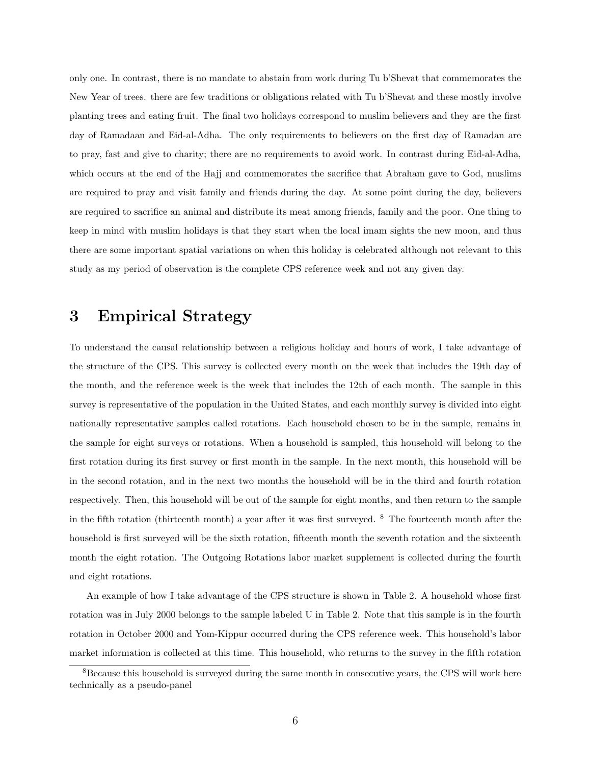only one. In contrast, there is no mandate to abstain from work during Tu b'Shevat that commemorates the New Year of trees. there are few traditions or obligations related with Tu b'Shevat and these mostly involve planting trees and eating fruit. The final two holidays correspond to muslim believers and they are the first day of Ramadaan and Eid-al-Adha. The only requirements to believers on the first day of Ramadan are to pray, fast and give to charity; there are no requirements to avoid work. In contrast during Eid-al-Adha, which occurs at the end of the Hajj and commemorates the sacrifice that Abraham gave to God, muslims are required to pray and visit family and friends during the day. At some point during the day, believers are required to sacrifice an animal and distribute its meat among friends, family and the poor. One thing to keep in mind with muslim holidays is that they start when the local imam sights the new moon, and thus there are some important spatial variations on when this holiday is celebrated although not relevant to this study as my period of observation is the complete CPS reference week and not any given day.

# 3 Empirical Strategy

To understand the causal relationship between a religious holiday and hours of work, I take advantage of the structure of the CPS. This survey is collected every month on the week that includes the 19th day of the month, and the reference week is the week that includes the 12th of each month. The sample in this survey is representative of the population in the United States, and each monthly survey is divided into eight nationally representative samples called rotations. Each household chosen to be in the sample, remains in the sample for eight surveys or rotations. When a household is sampled, this household will belong to the first rotation during its first survey or first month in the sample. In the next month, this household will be in the second rotation, and in the next two months the household will be in the third and fourth rotation respectively. Then, this household will be out of the sample for eight months, and then return to the sample in the fifth rotation (thirteenth month) a year after it was first surveyed. [8] The fourteenth month after the household is first surveyed will be the sixth rotation, fifteenth month the seventh rotation and the sixteenth month the eight rotation. The Outgoing Rotations labor market supplement is collected during the fourth and eight rotations.

An example of how I take advantage of the CPS structure is shown in Table 2. A household whose first rotation was in July 2000 belongs to the sample labeled U in Table 2. Note that this sample is in the fourth rotation in October 2000 and Yom-Kippur occurred during the CPS reference week. This household's labor market information is collected at this time. This household, who returns to the survey in the fifth rotation

[8] Because this household is surveyed during the same month in consecutive years, the CPS will work here technically as a pseudo-panel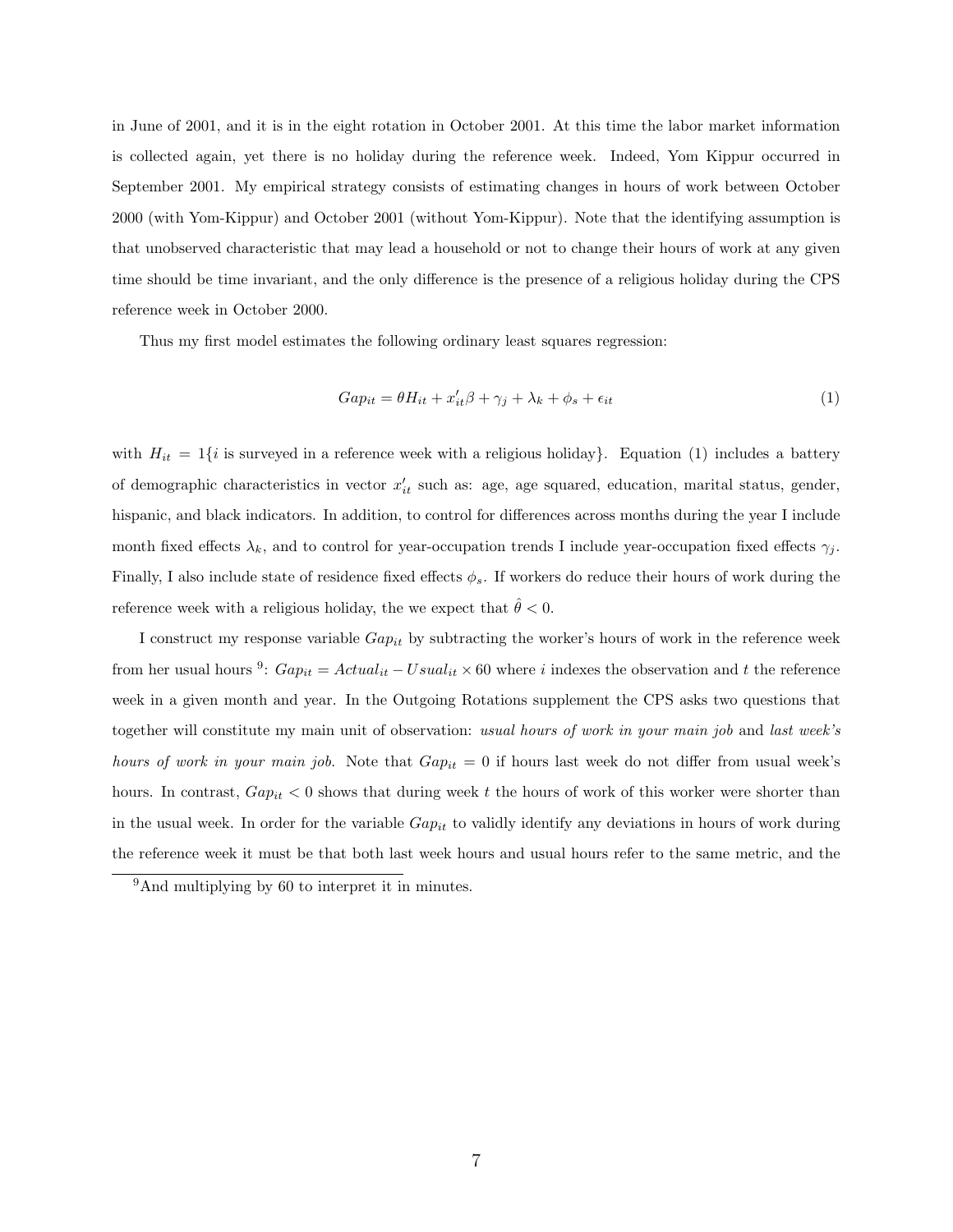in June of 2001, and it is in the eight rotation in October 2001. At this time the labor market information is collected again, yet there is no holiday during the reference week. Indeed, Yom Kippur occurred in September 2001. My empirical strategy consists of estimating changes in hours of work between October 2000 (with Yom-Kippur) and October 2001 (without Yom-Kippur). Note that the identifying assumption is that unobserved characteristic that may lead a household or not to change their hours of work at any given time should be time invariant, and the only difference is the presence of a religious holiday during the CPS reference week in October 2000.

Thus my first model estimates the following ordinary least squares regression:

$$Gap_{it} = \theta H_{it} + x'_{it}\beta + \gamma_j + \lambda_k + \phi_s + \epsilon_{it} \tag{1}$$

with $H_{it} = 1\{i \text{ is surveyed in a reference week with a religious holiday}\}$. Equation (1) includes a battery of demographic characteristics in vector $x'_{it}$ such as: age, age squared, education, marital status, gender, hispanic, and black indicators. In addition, to control for differences across months during the year I include month fixed effects $\lambda_k$, and to control for year-occupation trends I include year-occupation fixed effects $\gamma_j$. Finally, I also include state of residence fixed effects $\phi_s$. If workers do reduce their hours of work during the reference week with a religious holiday, the we expect that $\hat{\theta} < 0$.

I construct my response variable $Gap_{it}$ by subtracting the worker's hours of work in the reference week from her usual hours [9]: $Gap_{it} = Actual_{it} - Usual_{it} \times 60$ where $i$ indexes the observation and $t$ the reference week in a given month and year. In the Outgoing Rotations supplement the CPS asks two questions that together will constitute my main unit of observation: *usual hours of work in your main job* and *last week's hours of work in your main job*. Note that $Gap_{it} = 0$ if hours last week do not differ from usual week's hours. In contrast, $Gap_{it} < 0$ shows that during week $t$ the hours of work of this worker were shorter than in the usual week. In order for the variable $Gap_{it}$ to validly identify any deviations in hours of work during the reference week it must be that both last week hours and usual hours refer to the same metric, and the

[9] And multiplying by 60 to interpret it in minutes.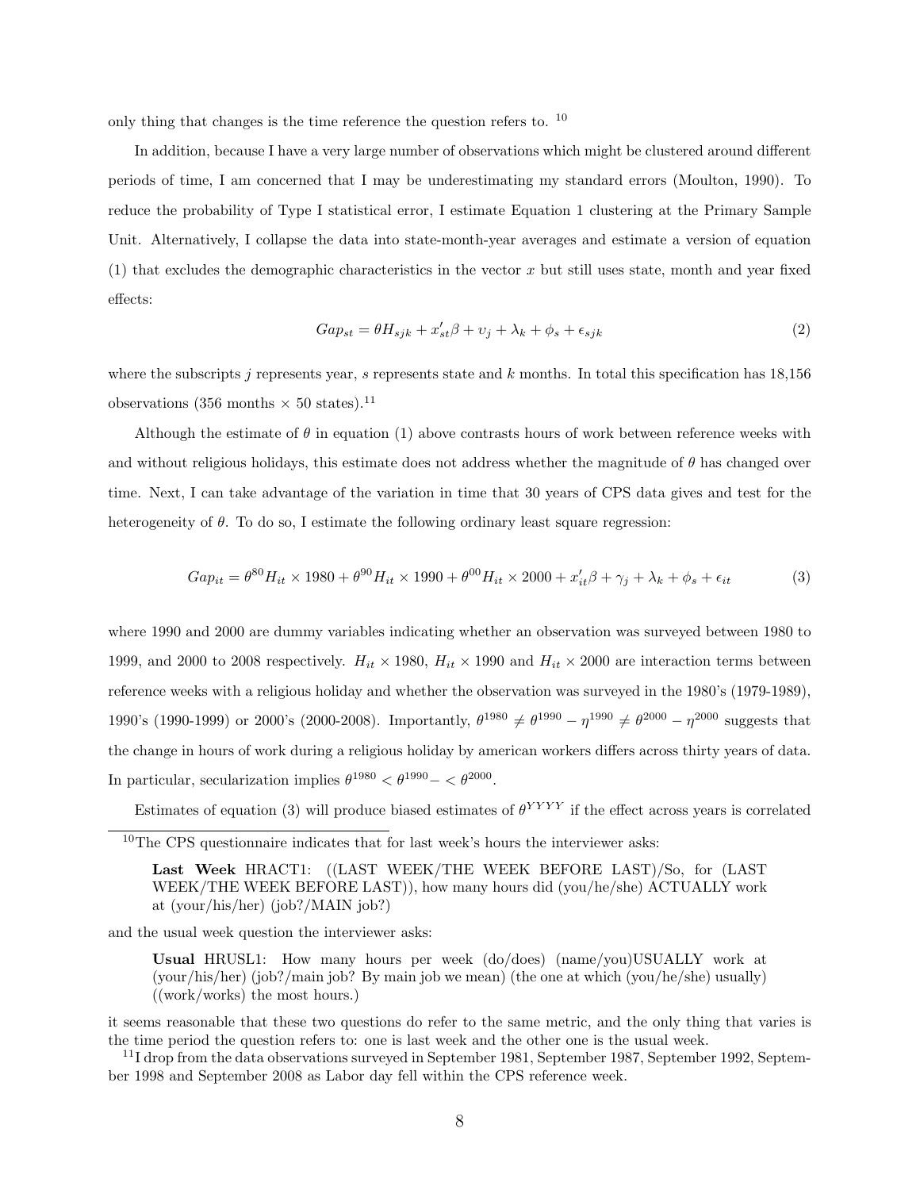only thing that changes is the time reference the question refers to. [10]

In addition, because I have a very large number of observations which might be clustered around different periods of time, I am concerned that I may be underestimating my standard errors (Moulton, 1990). To reduce the probability of Type I statistical error, I estimate Equation 1 clustering at the Primary Sample Unit. Alternatively, I collapse the data into state-month-year averages and estimate a version of equation (1) that excludes the demographic characteristics in the vector $x$ but still uses state, month and year fixed effects:

$$Gap_{st} = \theta H_{sjk} + x'_{st}\beta + \upsilon_j + \lambda_k + \phi_s + \epsilon_{sjk} \tag{2}$$

where the subscripts $j$ represents year, $s$ represents state and $k$ months. In total this specification has 18,156 observations (356 months × 50 states).[11]

Although the estimate of $\theta$ in equation (1) above contrasts hours of work between reference weeks with and without religious holidays, this estimate does not address whether the magnitude of $\theta$ has changed over time. Next, I can take advantage of the variation in time that 30 years of CPS data gives and test for the heterogeneity of $\theta$. To do so, I estimate the following ordinary least square regression:

$$Gap_{it} = \theta^{80} H_{it} \times 1980 + \theta^{90} H_{it} \times 1990 + \theta^{00} H_{it} \times 2000 + x'_{it}\beta + \gamma_j + \lambda_k + \phi_s + \epsilon_{it} \tag{3}$$

where 1990 and 2000 are dummy variables indicating whether an observation was surveyed between 1980 to 1999, and 2000 to 2008 respectively. $H_{it} \times 1980$, $H_{it} \times 1990$ and $H_{it} \times 2000$ are interaction terms between reference weeks with a religious holiday and whether the observation was surveyed in the 1980's (1979-1989), 1990's (1990-1999) or 2000's (2000-2008). Importantly, $\theta^{1980} \neq \theta^{1990} - \eta^{1990} \neq \theta^{2000} - \eta^{2000}$ suggests that the change in hours of work during a religious holiday by american workers differs across thirty years of data. In particular, secularization implies $\theta^{1980} < \theta^{1990} - < \theta^{2000}$.

Estimates of equation (3) will produce biased estimates of $\theta^{YYYY}$ if the effect across years is correlated

---

[10] The CPS questionnaire indicates that for last week's hours the interviewer asks:

> **Last Week** HRACT1: ((LAST WEEK/THE WEEK BEFORE LAST)/So, for (LAST WEEK/THE WEEK BEFORE LAST)), how many hours did (you/he/she) ACTUALLY work at (your/his/her) (job?/MAIN job?)

and the usual week question the interviewer asks:

> **Usual** HRUSL1: How many hours per week (do/does) (name/you)USUALLY work at (your/his/her) (job?/main job? By main job we mean) (the one at which (you/he/she) usually) ((work/works) the most hours.)

it seems reasonable that these two questions do refer to the same metric, and the only thing that varies is the time period the question refers to: one is last week and the other one is the usual week.

[11] I drop from the data observations surveyed in September 1981, September 1987, September 1992, September 1998 and September 2008 as Labor day fell within the CPS reference week.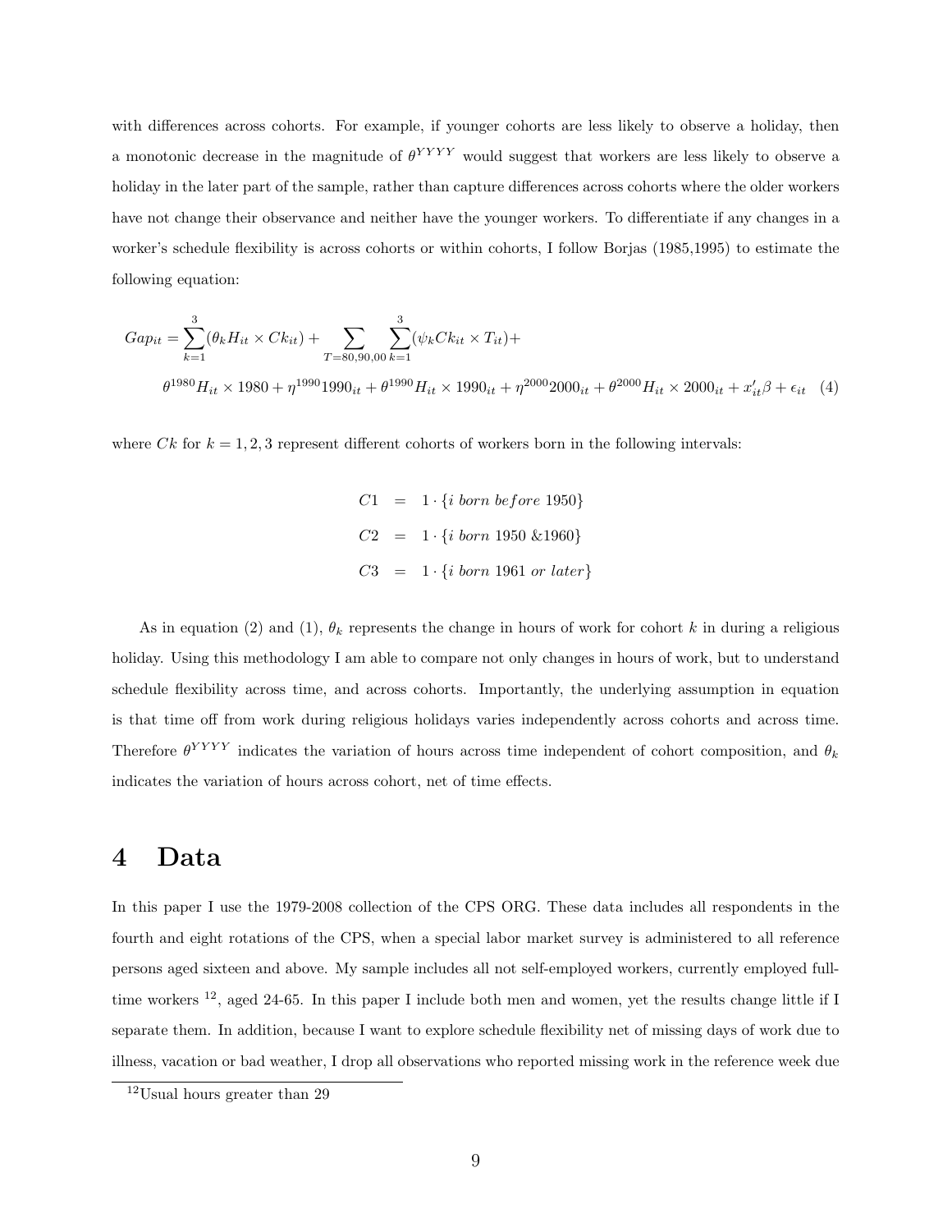with differences across cohorts. For example, if younger cohorts are less likely to observe a holiday, then a monotonic decrease in the magnitude of $\theta^{YYYY}$ would suggest that workers are less likely to observe a holiday in the later part of the sample, rather than capture differences across cohorts where the older workers have not change their observance and neither have the younger workers. To differentiate if any changes in a worker's schedule flexibility is across cohorts or within cohorts, I follow Borjas (1985,1995) to estimate the following equation:

$$
\begin{aligned}
Gap_{it} = \sum_{k=1}^{3}(\theta_k H_{it} \times Ck_{it}) + \sum_{T=80,90,00}\sum_{k=1}^{3}(\psi_k Ck_{it} \times T_{it}) + \\
\theta^{1980} H_{it} \times 1980 + \eta^{1990} 1990_{it} + \theta^{1990} H_{it} \times 1990_{it} + \eta^{2000} 2000_{it} + \theta^{2000} H_{it} \times 2000_{it} + x_{it}'\beta + \epsilon_{it} \quad (4)
\end{aligned}
$$

where $Ck$ for $k = 1, 2, 3$ represent different cohorts of workers born in the following intervals:

$$
\begin{aligned}
C1 &= 1 \cdot \{i \ born \ before \ 1950\} \\
C2 &= 1 \cdot \{i \ born \ 1950 \ \&1960\} \\
C3 &= 1 \cdot \{i \ born \ 1961 \ or \ later\}
\end{aligned}
$$

As in equation (2) and (1), $\theta_k$ represents the change in hours of work for cohort $k$ in during a religious holiday. Using this methodology I am able to compare not only changes in hours of work, but to understand schedule flexibility across time, and across cohorts. Importantly, the underlying assumption in equation is that time off from work during religious holidays varies independently across cohorts and across time. Therefore $\theta^{YYYY}$ indicates the variation of hours across time independent of cohort composition, and $\theta_k$ indicates the variation of hours across cohort, net of time effects.

# 4 Data

In this paper I use the 1979-2008 collection of the CPS ORG. These data includes all respondents in the fourth and eight rotations of the CPS, when a special labor market survey is administered to all reference persons aged sixteen and above. My sample includes all not self-employed workers, currently employed full-time workers [12], aged 24-65. In this paper I include both men and women, yet the results change little if I separate them. In addition, because I want to explore schedule flexibility net of missing days of work due to illness, vacation or bad weather, I drop all observations who reported missing work in the reference week due

[12] Usual hours greater than 29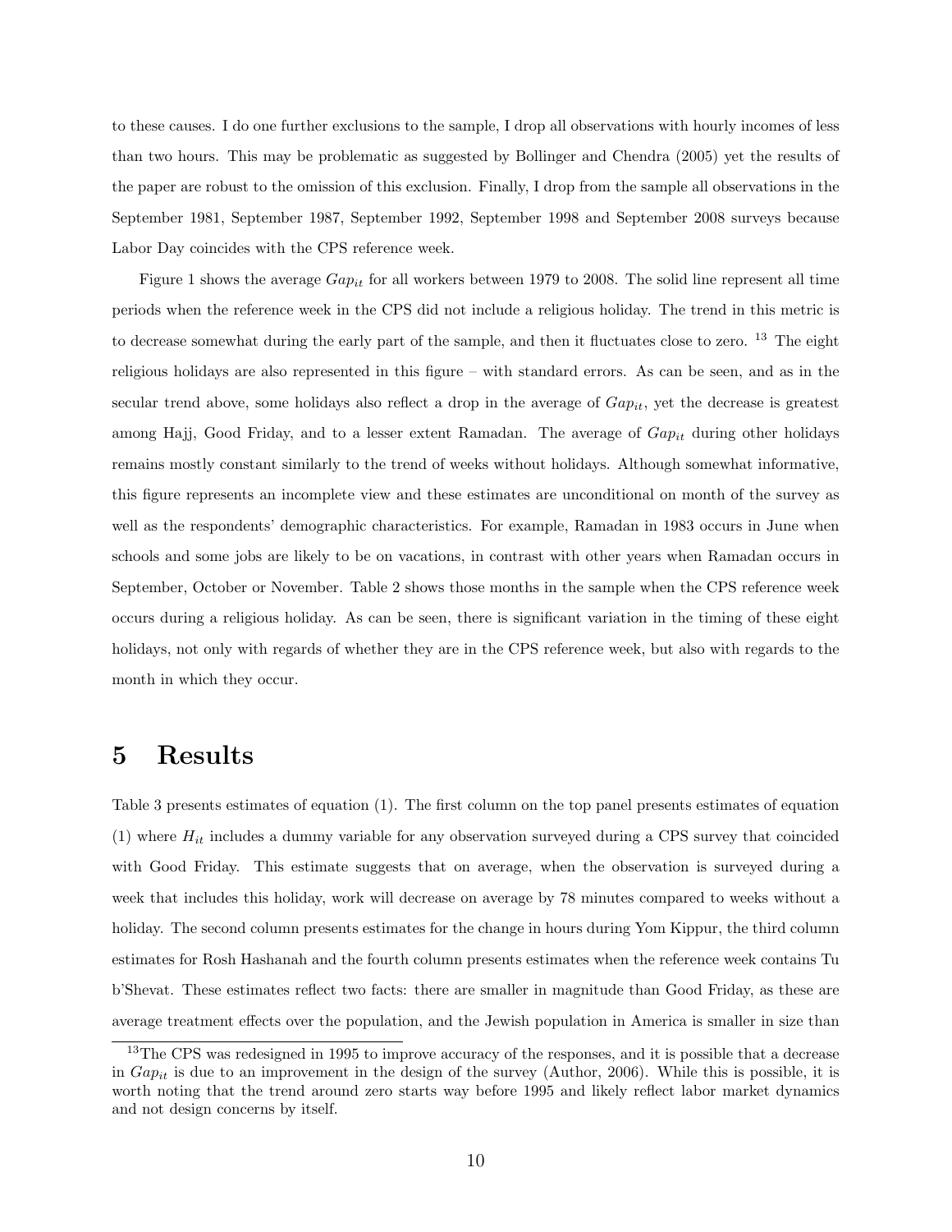to these causes. I do one further exclusions to the sample, I drop all observations with hourly incomes of less than two hours. This may be problematic as suggested by Bollinger and Chendra (2005) yet the results of the paper are robust to the omission of this exclusion. Finally, I drop from the sample all observations in the September 1981, September 1987, September 1992, September 1998 and September 2008 surveys because Labor Day coincides with the CPS reference week.

Figure 1 shows the average $Gap_{it}$ for all workers between 1979 to 2008. The solid line represent all time periods when the reference week in the CPS did not include a religious holiday. The trend in this metric is to decrease somewhat during the early part of the sample, and then it fluctuates close to zero. [13] The eight religious holidays are also represented in this figure – with standard errors. As can be seen, and as in the secular trend above, some holidays also reflect a drop in the average of $Gap_{it}$, yet the decrease is greatest among Hajj, Good Friday, and to a lesser extent Ramadan. The average of $Gap_{it}$ during other holidays remains mostly constant similarly to the trend of weeks without holidays. Although somewhat informative, this figure represents an incomplete view and these estimates are unconditional on month of the survey as well as the respondents' demographic characteristics. For example, Ramadan in 1983 occurs in June when schools and some jobs are likely to be on vacations, in contrast with other years when Ramadan occurs in September, October or November. Table 2 shows those months in the sample when the CPS reference week occurs during a religious holiday. As can be seen, there is significant variation in the timing of these eight holidays, not only with regards of whether they are in the CPS reference week, but also with regards to the month in which they occur.

# 5 Results

Table 3 presents estimates of equation (1). The first column on the top panel presents estimates of equation (1) where $H_{it}$ includes a dummy variable for any observation surveyed during a CPS survey that coincided with Good Friday. This estimate suggests that on average, when the observation is surveyed during a week that includes this holiday, work will decrease on average by 78 minutes compared to weeks without a holiday. The second column presents estimates for the change in hours during Yom Kippur, the third column estimates for Rosh Hashanah and the fourth column presents estimates when the reference week contains Tu b'Shevat. These estimates reflect two facts: there are smaller in magnitude than Good Friday, as these are average treatment effects over the population, and the Jewish population in America is smaller in size than

[13] The CPS was redesigned in 1995 to improve accuracy of the responses, and it is possible that a decrease in $Gap_{it}$ is due to an improvement in the design of the survey (Author, 2006). While this is possible, it is worth noting that the trend around zero starts way before 1995 and likely reflect labor market dynamics and not design concerns by itself.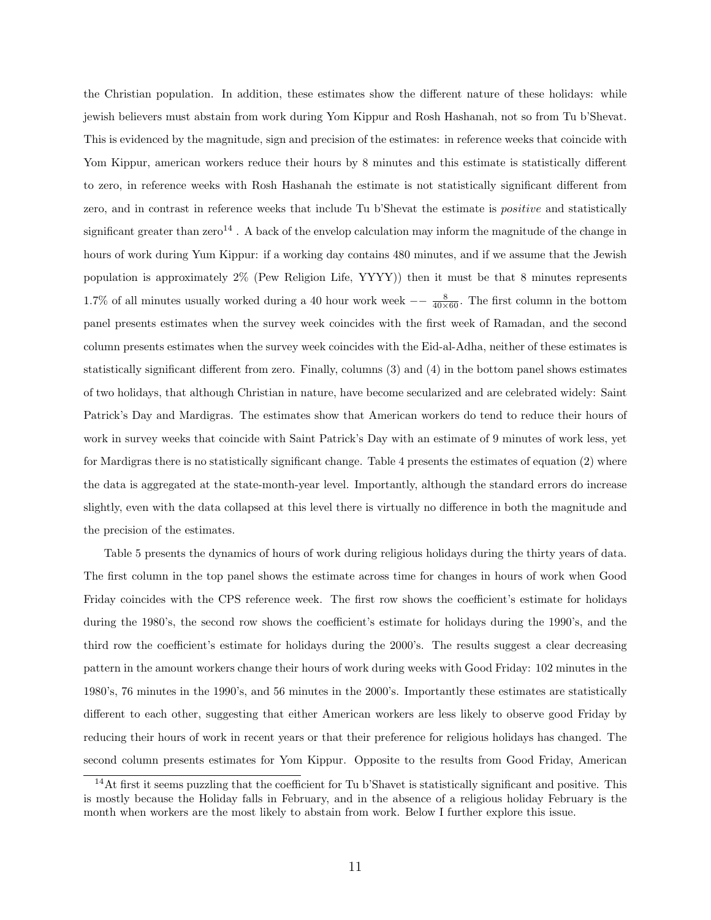the Christian population. In addition, these estimates show the different nature of these holidays: while jewish believers must abstain from work during Yom Kippur and Rosh Hashanah, not so from Tu b'Shevat. This is evidenced by the magnitude, sign and precision of the estimates: in reference weeks that coincide with Yom Kippur, american workers reduce their hours by 8 minutes and this estimate is statistically different to zero, in reference weeks with Rosh Hashanah the estimate is not statistically significant different from zero, and in contrast in reference weeks that include Tu b'Shevat the estimate is *positive* and statistically significant greater than zero[14] . A back of the envelop calculation may inform the magnitude of the change in hours of work during Yum Kippur: if a working day contains 480 minutes, and if we assume that the Jewish population is approximately 2% (Pew Religion Life, YYYY)) then it must be that 8 minutes represents 1.7% of all minutes usually worked during a 40 hour work week $-- \frac{8}{40\times60}$. The first column in the bottom panel presents estimates when the survey week coincides with the first week of Ramadan, and the second column presents estimates when the survey week coincides with the Eid-al-Adha, neither of these estimates is statistically significant different from zero. Finally, columns (3) and (4) in the bottom panel shows estimates of two holidays, that although Christian in nature, have become secularized and are celebrated widely: Saint Patrick's Day and Mardigras. The estimates show that American workers do tend to reduce their hours of work in survey weeks that coincide with Saint Patrick's Day with an estimate of 9 minutes of work less, yet for Mardigras there is no statistically significant change. Table 4 presents the estimates of equation (2) where the data is aggregated at the state-month-year level. Importantly, although the standard errors do increase slightly, even with the data collapsed at this level there is virtually no difference in both the magnitude and the precision of the estimates.

Table 5 presents the dynamics of hours of work during religious holidays during the thirty years of data. The first column in the top panel shows the estimate across time for changes in hours of work when Good Friday coincides with the CPS reference week. The first row shows the coefficient's estimate for holidays during the 1980's, the second row shows the coefficient's estimate for holidays during the 1990's, and the third row the coefficient's estimate for holidays during the 2000's. The results suggest a clear decreasing pattern in the amount workers change their hours of work during weeks with Good Friday: 102 minutes in the 1980's, 76 minutes in the 1990's, and 56 minutes in the 2000's. Importantly these estimates are statistically different to each other, suggesting that either American workers are less likely to observe good Friday by reducing their hours of work in recent years or that their preference for religious holidays has changed. The second column presents estimates for Yom Kippur. Opposite to the results from Good Friday, American

[14] At first it seems puzzling that the coefficient for Tu b'Shavet is statistically significant and positive. This is mostly because the Holiday falls in February, and in the absence of a religious holiday February is the month when workers are the most likely to abstain from work. Below I further explore this issue.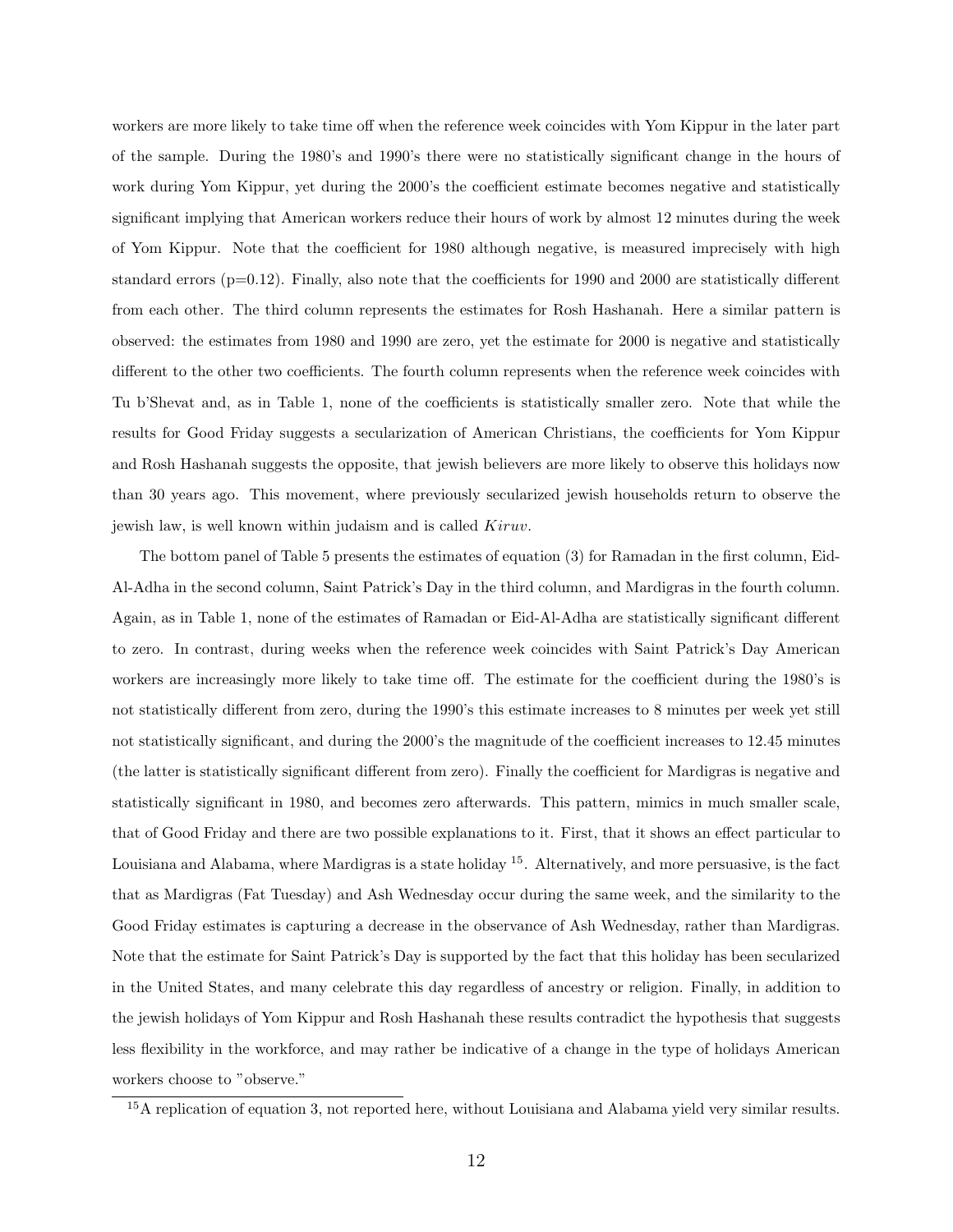workers are more likely to take time off when the reference week coincides with Yom Kippur in the later part of the sample. During the 1980's and 1990's there were no statistically significant change in the hours of work during Yom Kippur, yet during the 2000's the coefficient estimate becomes negative and statistically significant implying that American workers reduce their hours of work by almost 12 minutes during the week of Yom Kippur. Note that the coefficient for 1980 although negative, is measured imprecisely with high standard errors (p=0.12). Finally, also note that the coefficients for 1990 and 2000 are statistically different from each other. The third column represents the estimates for Rosh Hashanah. Here a similar pattern is observed: the estimates from 1980 and 1990 are zero, yet the estimate for 2000 is negative and statistically different to the other two coefficients. The fourth column represents when the reference week coincides with Tu b'Shevat and, as in Table 1, none of the coefficients is statistically smaller zero. Note that while the results for Good Friday suggests a secularization of American Christians, the coefficients for Yom Kippur and Rosh Hashanah suggests the opposite, that jewish believers are more likely to observe this holidays now than 30 years ago. This movement, where previously secularized jewish households return to observe the jewish law, is well known within judaism and is called *Kiruv*.

The bottom panel of Table 5 presents the estimates of equation (3) for Ramadan in the first column, Eid-Al-Adha in the second column, Saint Patrick's Day in the third column, and Mardigras in the fourth column. Again, as in Table 1, none of the estimates of Ramadan or Eid-Al-Adha are statistically significant different to zero. In contrast, during weeks when the reference week coincides with Saint Patrick's Day American workers are increasingly more likely to take time off. The estimate for the coefficient during the 1980's is not statistically different from zero, during the 1990's this estimate increases to 8 minutes per week yet still not statistically significant, and during the 2000's the magnitude of the coefficient increases to 12.45 minutes (the latter is statistically significant different from zero). Finally the coefficient for Mardigras is negative and statistically significant in 1980, and becomes zero afterwards. This pattern, mimics in much smaller scale, that of Good Friday and there are two possible explanations to it. First, that it shows an effect particular to Louisiana and Alabama, where Mardigras is a state holiday [15]. Alternatively, and more persuasive, is the fact that as Mardigras (Fat Tuesday) and Ash Wednesday occur during the same week, and the similarity to the Good Friday estimates is capturing a decrease in the observance of Ash Wednesday, rather than Mardigras. Note that the estimate for Saint Patrick's Day is supported by the fact that this holiday has been secularized in the United States, and many celebrate this day regardless of ancestry or religion. Finally, in addition to the jewish holidays of Yom Kippur and Rosh Hashanah these results contradict the hypothesis that suggests less flexibility in the workforce, and may rather be indicative of a change in the type of holidays American workers choose to "observe."

[15] A replication of equation 3, not reported here, without Louisiana and Alabama yield very similar results.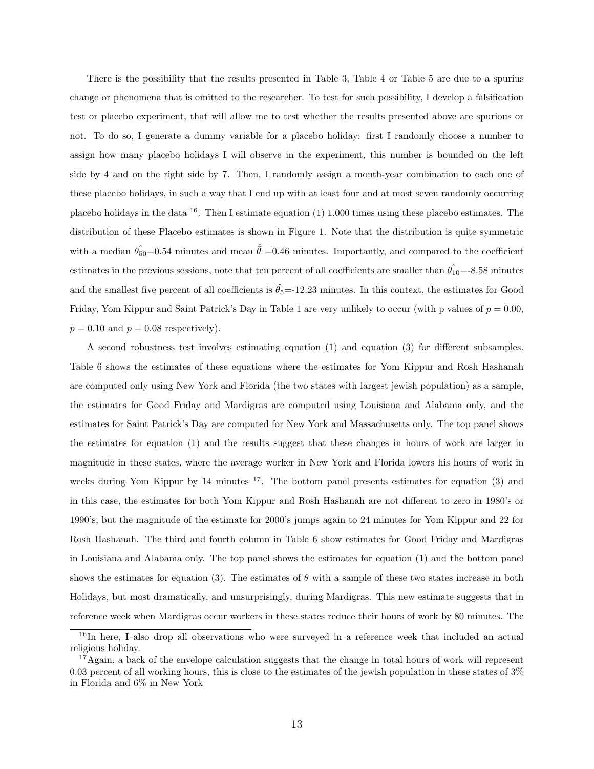There is the possibility that the results presented in Table 3, Table 4 or Table 5 are due to a spurius change or phenomena that is omitted to the researcher. To test for such possibility, I develop a falsification test or placebo experiment, that will allow me to test whether the results presented above are spurious or not. To do so, I generate a dummy variable for a placebo holiday: first I randomly choose a number to assign how many placebo holidays I will observe in the experiment, this number is bounded on the left side by 4 and on the right side by 7. Then, I randomly assign a month-year combination to each one of these placebo holidays, in such a way that I end up with at least four and at most seven randomly occurring placebo holidays in the data [16]. Then I estimate equation (1) 1,000 times using these placebo estimates. The distribution of these Placebo estimates is shown in Figure 1. Note that the distribution is quite symmetric with a median $\hat{\theta_{50}}$=0.54 minutes and mean $\hat{\bar{\theta}}$ =0.46 minutes. Importantly, and compared to the coefficient estimates in the previous sessions, note that ten percent of all coefficients are smaller than $\hat{\theta_{10}}$=-8.58 minutes and the smallest five percent of all coefficients is $\hat{\theta_5}$=-12.23 minutes. In this context, the estimates for Good Friday, Yom Kippur and Saint Patrick's Day in Table 1 are very unlikely to occur (with p values of $p = 0.00$, $p = 0.10$ and $p = 0.08$ respectively).

A second robustness test involves estimating equation (1) and equation (3) for different subsamples. Table 6 shows the estimates of these equations where the estimates for Yom Kippur and Rosh Hashanah are computed only using New York and Florida (the two states with largest jewish population) as a sample, the estimates for Good Friday and Mardigras are computed using Louisiana and Alabama only, and the estimates for Saint Patrick's Day are computed for New York and Massachusetts only. The top panel shows the estimates for equation (1) and the results suggest that these changes in hours of work are larger in magnitude in these states, where the average worker in New York and Florida lowers his hours of work in weeks during Yom Kippur by 14 minutes [17]. The bottom panel presents estimates for equation (3) and in this case, the estimates for both Yom Kippur and Rosh Hashanah are not different to zero in 1980's or 1990's, but the magnitude of the estimate for 2000's jumps again to 24 minutes for Yom Kippur and 22 for Rosh Hashanah. The third and fourth column in Table 6 show estimates for Good Friday and Mardigras in Louisiana and Alabama only. The top panel shows the estimates for equation (1) and the bottom panel shows the estimates for equation (3). The estimates of $\theta$ with a sample of these two states increase in both Holidays, but most dramatically, and unsurprisingly, during Mardigras. This new estimate suggests that in reference week when Mardigras occur workers in these states reduce their hours of work by 80 minutes. The

[16] In here, I also drop all observations who were surveyed in a reference week that included an actual religious holiday.

[17] Again, a back of the envelope calculation suggests that the change in total hours of work will represent 0.03 percent of all working hours, this is close to the estimates of the jewish population in these states of 3% in Florida and 6% in New York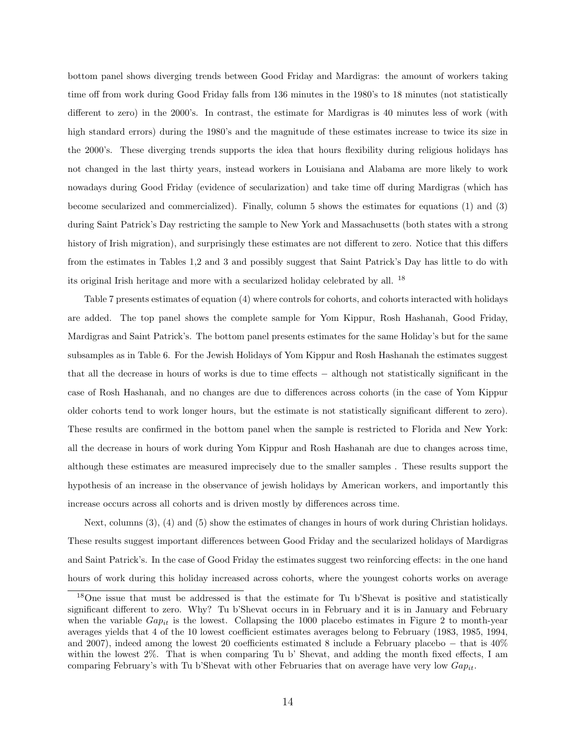bottom panel shows diverging trends between Good Friday and Mardigras: the amount of workers taking time off from work during Good Friday falls from 136 minutes in the 1980's to 18 minutes (not statistically different to zero) in the 2000's. In contrast, the estimate for Mardigras is 40 minutes less of work (with high standard errors) during the 1980's and the magnitude of these estimates increase to twice its size in the 2000's. These diverging trends supports the idea that hours flexibility during religious holidays has not changed in the last thirty years, instead workers in Louisiana and Alabama are more likely to work nowadays during Good Friday (evidence of secularization) and take time off during Mardigras (which has become secularized and commercialized). Finally, column 5 shows the estimates for equations (1) and (3) during Saint Patrick's Day restricting the sample to New York and Massachusetts (both states with a strong history of Irish migration), and surprisingly these estimates are not different to zero. Notice that this differs from the estimates in Tables 1,2 and 3 and possibly suggest that Saint Patrick's Day has little to do with its original Irish heritage and more with a secularized holiday celebrated by all. [18]

Table 7 presents estimates of equation (4) where controls for cohorts, and cohorts interacted with holidays are added. The top panel shows the complete sample for Yom Kippur, Rosh Hashanah, Good Friday, Mardigras and Saint Patrick's. The bottom panel presents estimates for the same Holiday's but for the same subsamples as in Table 6. For the Jewish Holidays of Yom Kippur and Rosh Hashanah the estimates suggest that all the decrease in hours of works is due to time effects − although not statistically significant in the case of Rosh Hashanah, and no changes are due to differences across cohorts (in the case of Yom Kippur older cohorts tend to work longer hours, but the estimate is not statistically significant different to zero). These results are confirmed in the bottom panel when the sample is restricted to Florida and New York: all the decrease in hours of work during Yom Kippur and Rosh Hashanah are due to changes across time, although these estimates are measured imprecisely due to the smaller samples . These results support the hypothesis of an increase in the observance of jewish holidays by American workers, and importantly this increase occurs across all cohorts and is driven mostly by differences across time.

Next, columns (3), (4) and (5) show the estimates of changes in hours of work during Christian holidays. These results suggest important differences between Good Friday and the secularized holidays of Mardigras and Saint Patrick's. In the case of Good Friday the estimates suggest two reinforcing effects: in the one hand hours of work during this holiday increased across cohorts, where the youngest cohorts works on average

[18] One issue that must be addressed is that the estimate for Tu b'Shevat is positive and statistically significant different to zero. Why? Tu b'Shevat occurs in in February and it is in January and February when the variable $Gap_{it}$ is the lowest. Collapsing the 1000 placebo estimates in Figure 2 to month-year averages yields that 4 of the 10 lowest coefficient estimates averages belong to February (1983, 1985, 1994, and 2007), indeed among the lowest 20 coefficients estimated 8 include a February placebo − that is 40% within the lowest 2%. That is when comparing Tu b' Shevat, and adding the month fixed effects, I am comparing February's with Tu b'Shevat with other Februaries that on average have very low $Gap_{it}$.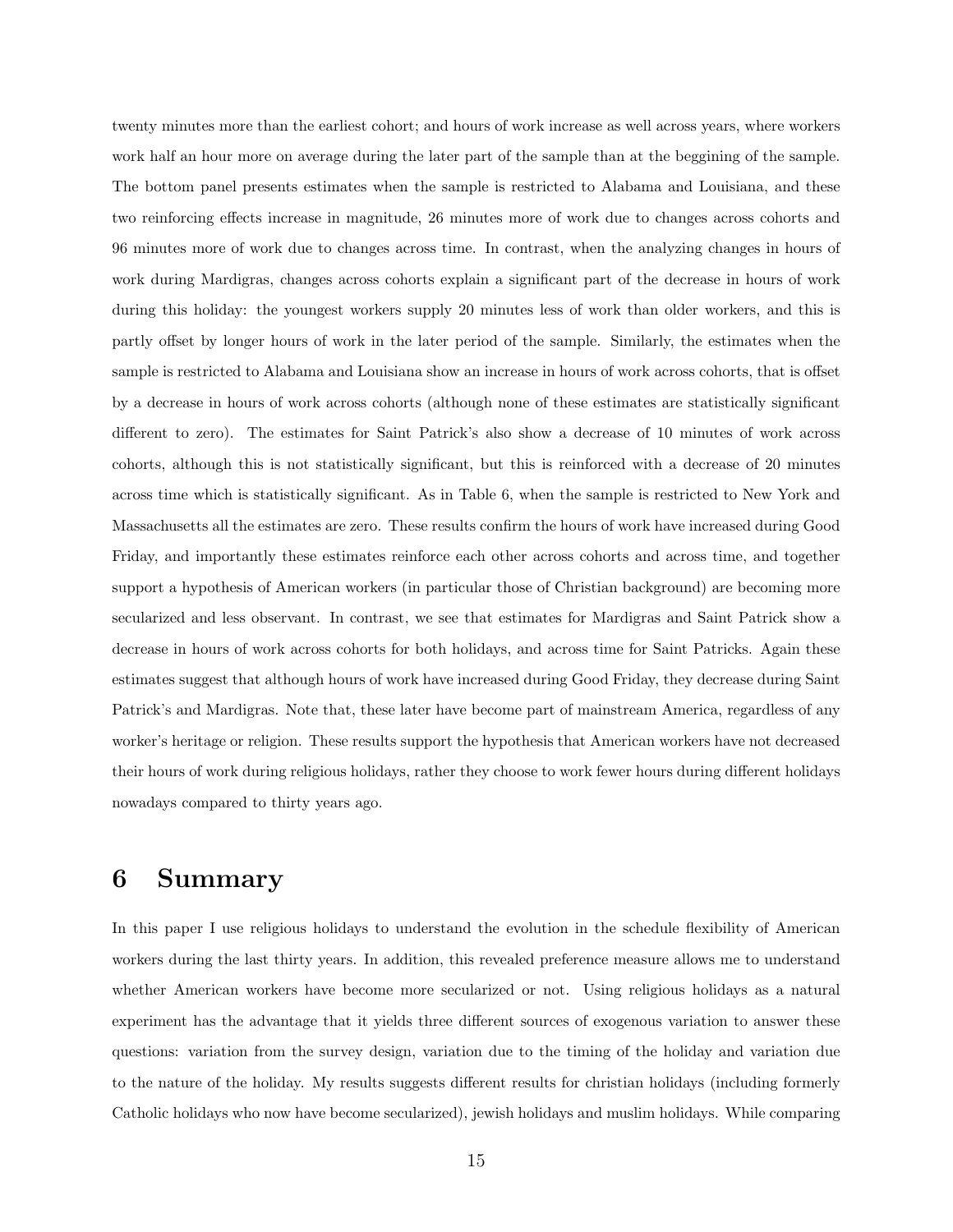twenty minutes more than the earliest cohort; and hours of work increase as well across years, where workers work half an hour more on average during the later part of the sample than at the beggining of the sample. The bottom panel presents estimates when the sample is restricted to Alabama and Louisiana, and these two reinforcing effects increase in magnitude, 26 minutes more of work due to changes across cohorts and 96 minutes more of work due to changes across time. In contrast, when the analyzing changes in hours of work during Mardigras, changes across cohorts explain a significant part of the decrease in hours of work during this holiday: the youngest workers supply 20 minutes less of work than older workers, and this is partly offset by longer hours of work in the later period of the sample. Similarly, the estimates when the sample is restricted to Alabama and Louisiana show an increase in hours of work across cohorts, that is offset by a decrease in hours of work across cohorts (although none of these estimates are statistically significant different to zero). The estimates for Saint Patrick's also show a decrease of 10 minutes of work across cohorts, although this is not statistically significant, but this is reinforced with a decrease of 20 minutes across time which is statistically significant. As in Table 6, when the sample is restricted to New York and Massachusetts all the estimates are zero. These results confirm the hours of work have increased during Good Friday, and importantly these estimates reinforce each other across cohorts and across time, and together support a hypothesis of American workers (in particular those of Christian background) are becoming more secularized and less observant. In contrast, we see that estimates for Mardigras and Saint Patrick show a decrease in hours of work across cohorts for both holidays, and across time for Saint Patricks. Again these estimates suggest that although hours of work have increased during Good Friday, they decrease during Saint Patrick's and Mardigras. Note that, these later have become part of mainstream America, regardless of any worker's heritage or religion. These results support the hypothesis that American workers have not decreased their hours of work during religious holidays, rather they choose to work fewer hours during different holidays nowadays compared to thirty years ago.

# 6 Summary

In this paper I use religious holidays to understand the evolution in the schedule flexibility of American workers during the last thirty years. In addition, this revealed preference measure allows me to understand whether American workers have become more secularized or not. Using religious holidays as a natural experiment has the advantage that it yields three different sources of exogenous variation to answer these questions: variation from the survey design, variation due to the timing of the holiday and variation due to the nature of the holiday. My results suggests different results for christian holidays (including formerly Catholic holidays who now have become secularized), jewish holidays and muslim holidays. While comparing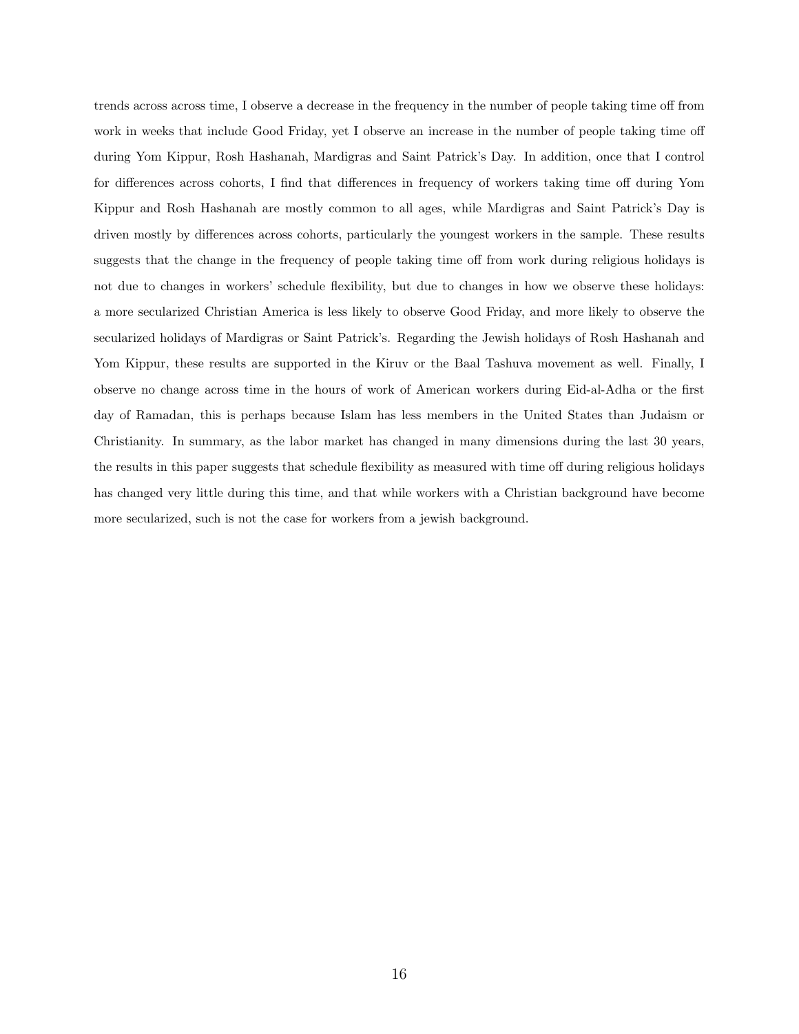trends across across time, I observe a decrease in the frequency in the number of people taking time off from work in weeks that include Good Friday, yet I observe an increase in the number of people taking time off during Yom Kippur, Rosh Hashanah, Mardigras and Saint Patrick's Day. In addition, once that I control for differences across cohorts, I find that differences in frequency of workers taking time off during Yom Kippur and Rosh Hashanah are mostly common to all ages, while Mardigras and Saint Patrick's Day is driven mostly by differences across cohorts, particularly the youngest workers in the sample. These results suggests that the change in the frequency of people taking time off from work during religious holidays is not due to changes in workers' schedule flexibility, but due to changes in how we observe these holidays: a more secularized Christian America is less likely to observe Good Friday, and more likely to observe the secularized holidays of Mardigras or Saint Patrick's. Regarding the Jewish holidays of Rosh Hashanah and Yom Kippur, these results are supported in the Kiruv or the Baal Tashuva movement as well. Finally, I observe no change across time in the hours of work of American workers during Eid-al-Adha or the first day of Ramadan, this is perhaps because Islam has less members in the United States than Judaism or Christianity. In summary, as the labor market has changed in many dimensions during the last 30 years, the results in this paper suggests that schedule flexibility as measured with time off during religious holidays has changed very little during this time, and that while workers with a Christian background have become more secularized, such is not the case for workers from a jewish background.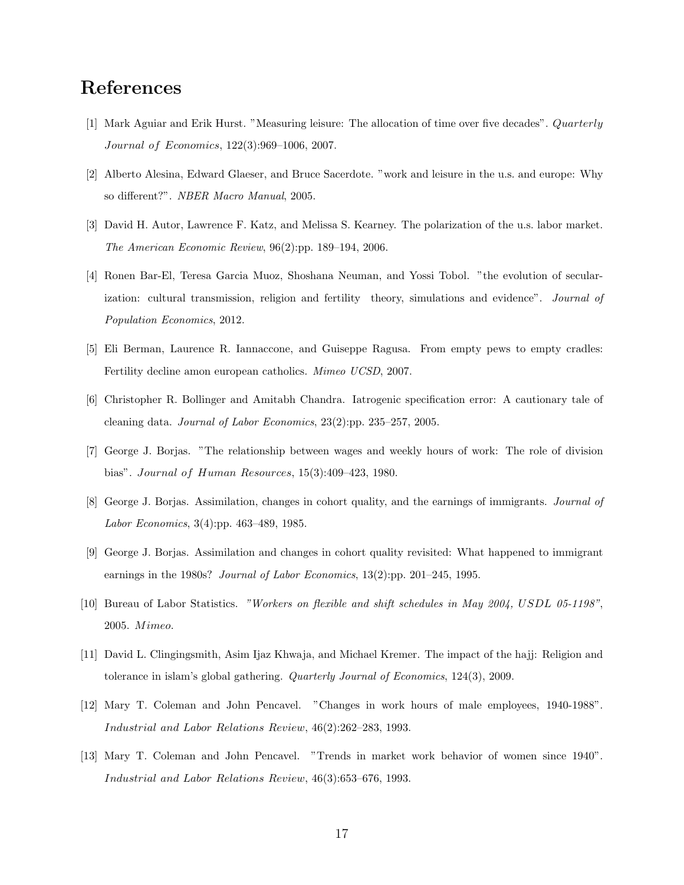# References

[1] Mark Aguiar and Erik Hurst. "Measuring leisure: The allocation of time over five decades". *Quarterly Journal of Economics*, 122(3):969–1006, 2007.

[2] Alberto Alesina, Edward Glaeser, and Bruce Sacerdote. "work and leisure in the u.s. and europe: Why so different?". *NBER Macro Manual*, 2005.

[3] David H. Autor, Lawrence F. Katz, and Melissa S. Kearney. The polarization of the u.s. labor market. *The American Economic Review*, 96(2):pp. 189–194, 2006.

[4] Ronen Bar-El, Teresa Garcia Muoz, Shoshana Neuman, and Yossi Tobol. "the evolution of secularization: cultural transmission, religion and fertility theory, simulations and evidence". *Journal of Population Economics*, 2012.

[5] Eli Berman, Laurence R. Iannaccone, and Guiseppe Ragusa. From empty pews to empty cradles: Fertility decline amon european catholics. *Mimeo UCSD*, 2007.

[6] Christopher R. Bollinger and Amitabh Chandra. Iatrogenic specification error: A cautionary tale of cleaning data. *Journal of Labor Economics*, 23(2):pp. 235–257, 2005.

[7] George J. Borjas. "The relationship between wages and weekly hours of work: The role of division bias". *Journal of Human Resources*, 15(3):409–423, 1980.

[8] George J. Borjas. Assimilation, changes in cohort quality, and the earnings of immigrants. *Journal of Labor Economics*, 3(4):pp. 463–489, 1985.

[9] George J. Borjas. Assimilation and changes in cohort quality revisited: What happened to immigrant earnings in the 1980s? *Journal of Labor Economics*, 13(2):pp. 201–245, 1995.

[10] Bureau of Labor Statistics. *"Workers on flexible and shift schedules in May 2004, USDL 05-1198"*, 2005. *Mimeo.*

[11] David L. Clingingsmith, Asim Ijaz Khwaja, and Michael Kremer. The impact of the hajj: Religion and tolerance in islam's global gathering. *Quarterly Journal of Economics*, 124(3), 2009.

[12] Mary T. Coleman and John Pencavel. "Changes in work hours of male employees, 1940-1988". *Industrial and Labor Relations Review*, 46(2):262–283, 1993.

[13] Mary T. Coleman and John Pencavel. "Trends in market work behavior of women since 1940". *Industrial and Labor Relations Review*, 46(3):653–676, 1993.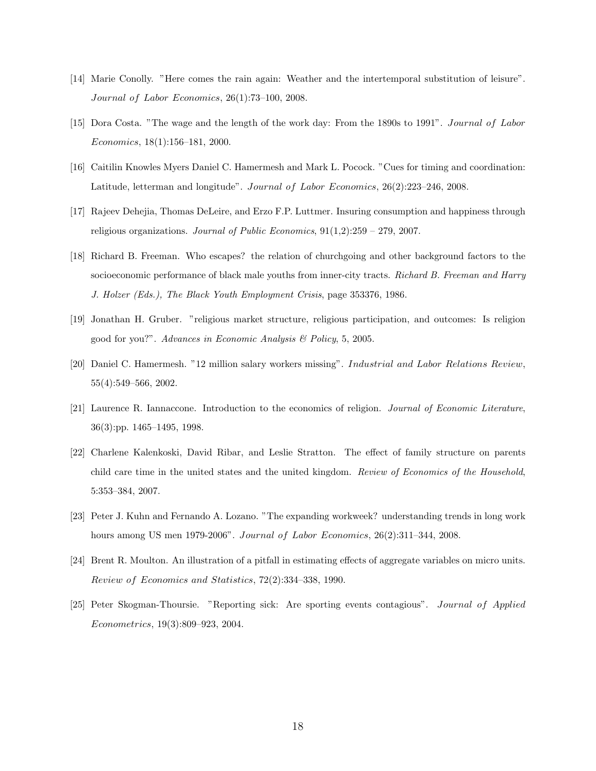[14] Marie Conolly. "Here comes the rain again: Weather and the intertemporal substitution of leisure". *Journal of Labor Economics*, 26(1):73–100, 2008.

[15] Dora Costa. "The wage and the length of the work day: From the 1890s to 1991". *Journal of Labor Economics*, 18(1):156–181, 2000.

[16] Caitilin Knowles Myers Daniel C. Hamermesh and Mark L. Pocock. "Cues for timing and coordination: Latitude, letterman and longitude". *Journal of Labor Economics*, 26(2):223–246, 2008.

[17] Rajeev Dehejia, Thomas DeLeire, and Erzo F.P. Luttmer. Insuring consumption and happiness through religious organizations. *Journal of Public Economics*, 91(1,2):259 – 279, 2007.

[18] Richard B. Freeman. Who escapes? the relation of churchgoing and other background factors to the socioeconomic performance of black male youths from inner-city tracts. *Richard B. Freeman and Harry J. Holzer (Eds.), The Black Youth Employment Crisis*, page 353376, 1986.

[19] Jonathan H. Gruber. "religious market structure, religious participation, and outcomes: Is religion good for you?". *Advances in Economic Analysis & Policy*, 5, 2005.

[20] Daniel C. Hamermesh. "12 million salary workers missing". *Industrial and Labor Relations Review*, 55(4):549–566, 2002.

[21] Laurence R. Iannaccone. Introduction to the economics of religion. *Journal of Economic Literature*, 36(3):pp. 1465–1495, 1998.

[22] Charlene Kalenkoski, David Ribar, and Leslie Stratton. The effect of family structure on parents child care time in the united states and the united kingdom. *Review of Economics of the Household*, 5:353–384, 2007.

[23] Peter J. Kuhn and Fernando A. Lozano. "The expanding workweek? understanding trends in long work hours among US men 1979-2006". *Journal of Labor Economics*, 26(2):311–344, 2008.

[24] Brent R. Moulton. An illustration of a pitfall in estimating effects of aggregate variables on micro units. *Review of Economics and Statistics*, 72(2):334–338, 1990.

[25] Peter Skogman-Thoursie. "Reporting sick: Are sporting events contagious". *Journal of Applied Econometrics*, 19(3):809–923, 2004.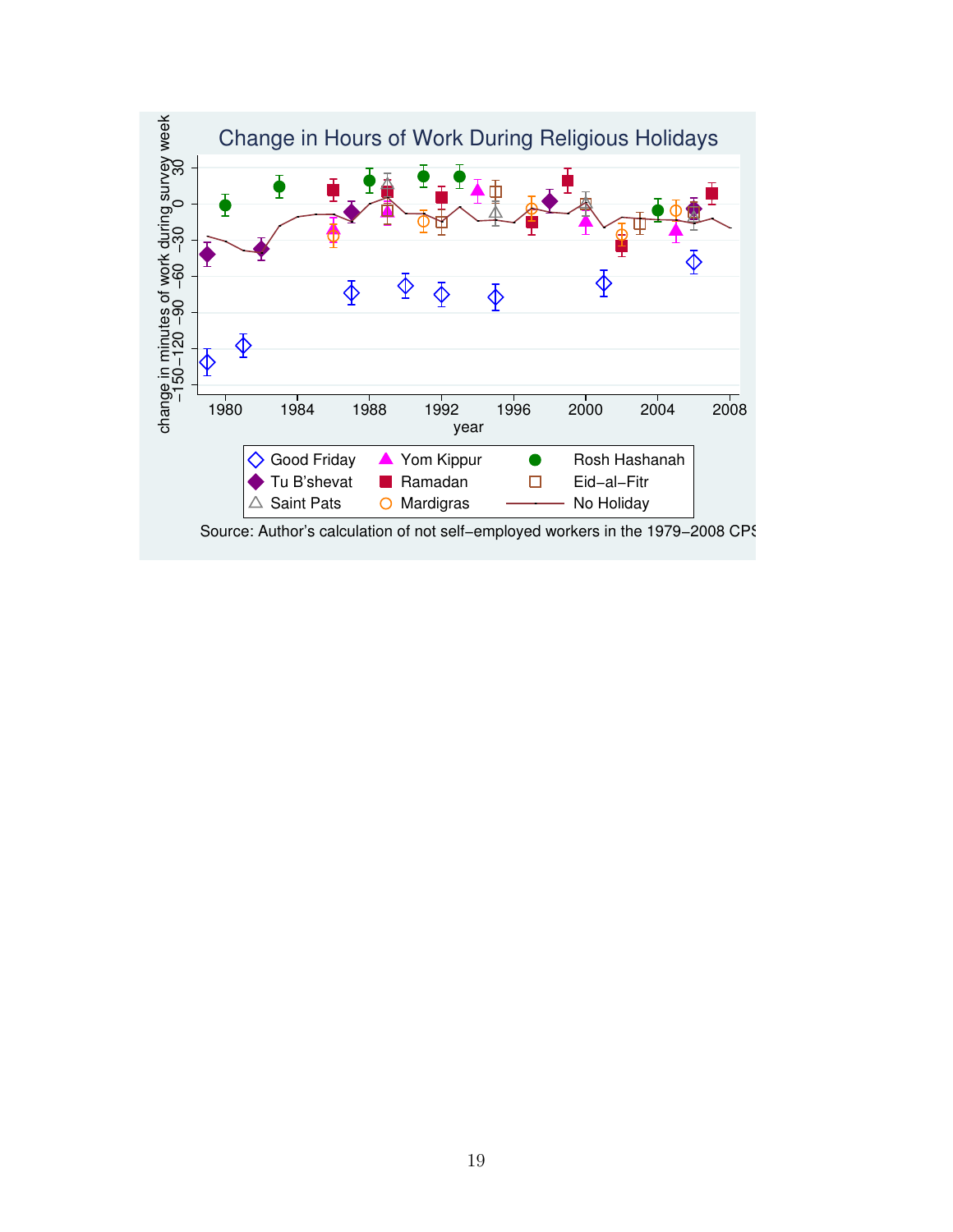Change in Hours of Work During Religious Holidays

change in minutes of work during survey week

year

Good Friday, Tu B'shevat, Saint Pats, Yom Kippur, Ramadan, Mardigras, Rosh Hashanah, Eid−al−Fitr, No Holiday

Source: Author's calculation of not self−employed workers in the 1979−2008 CPS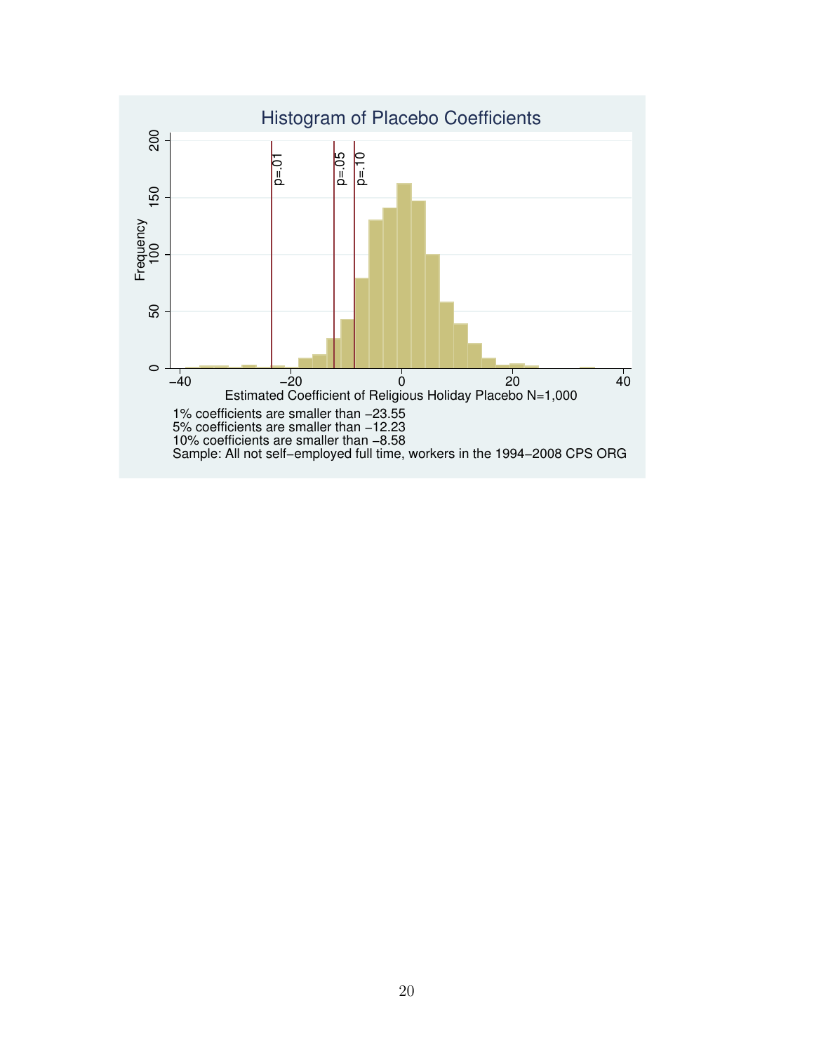Histogram of Placebo Coefficients

1% coefficients are smaller than −23.55
5% coefficients are smaller than −12.23
10% coefficients are smaller than −8.58
Sample: All not self−employed full time, workers in the 1994−2008 CPS ORG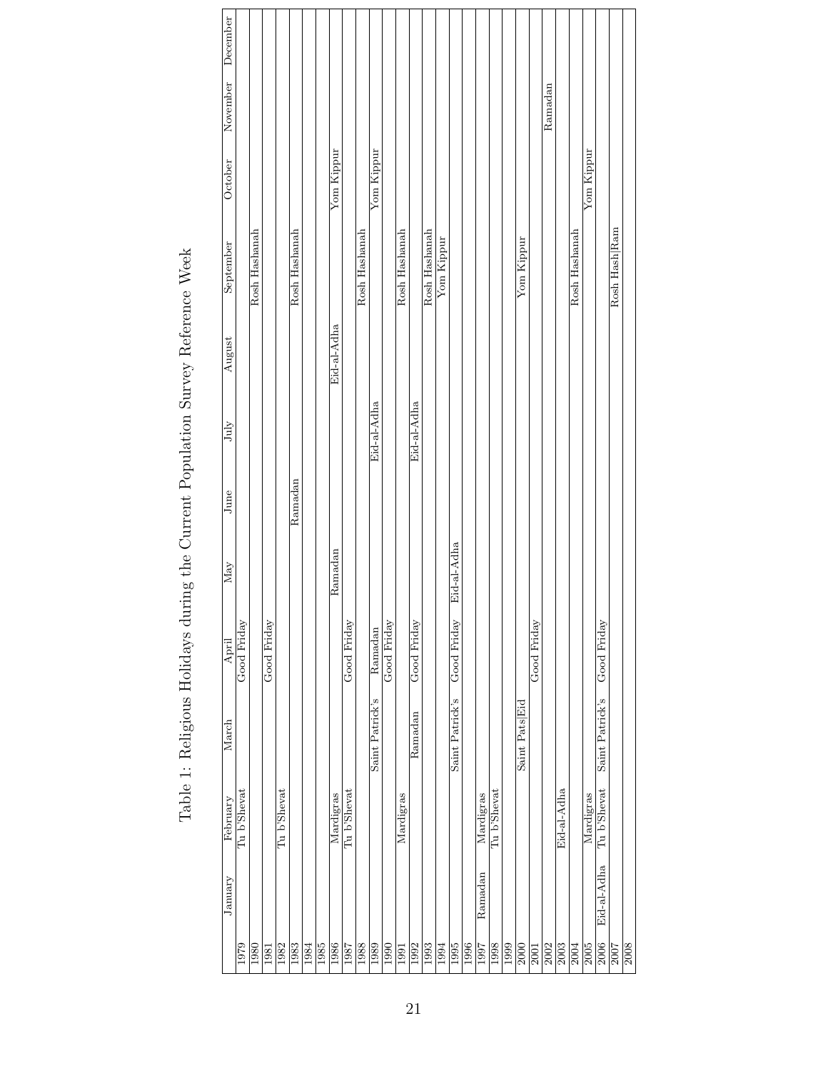Table 1: Religious Holidays during the Current Population Survey Reference Week

| | January | February | March | April | May | June | July | August | September | October | November | December |
|---|---|---|---|---|---|---|---|---|---|---|---|---|
| 1979 | | Tu b'Shevat | | Good Friday | | | | | | | | |
| 1980 | | | | | | | | | Rosh Hashanah | | | |
| 1981 | | | | Good Friday | | | | | | | | |
| 1982 | | Tu b'Shevat | | | | | | | | | | |
| 1983 | | | | | | Ramadan | | | Rosh Hashanah | | | |
| 1984 | | | | | | | | | | | | |
| 1985 | | | | | | | | | | | | |
| 1986 | | Mardigras | | | Ramadan | | | Eid-al-Adha | | Yom Kippur | | |
| 1987 | | Tu b'Shevat | | Good Friday | | | | | | | | |
| 1988 | | | | | | | | | Rosh Hashanah | | | |
| 1989 | | | Saint Patrick's | Ramadan | | | Eid-al-Adha | | | Yom Kippur | | |
| 1990 | | | | Good Friday | | | | | | | | |
| 1991 | | Mardigras | | | | | | | Rosh Hashanah | | | |
| 1992 | | | Ramadan | Good Friday | | | Eid-al-Adha | | | | | |
| 1993 | | | | | | | | | Rosh Hashanah | | | |
| 1994 | | | | | | | | | Yom Kippur | | | |
| 1995 | | | Saint Patrick's | Good Friday | Eid-al-Adha | | | | | | | |
| 1996 | | | | | | | | | | | | |
| 1997 | Ramadan | Mardigras | | | | | | | | | | |
| 1998 | | Tu b'Shevat | | | | | | | | | | |
| 1999 | | | | | | | | | | | | |
| 2000 | | | Saint Pats\|Eid | | | | | | Yom Kippur | | | |
| 2001 | | | | Good Friday | | | | | | | | |
| 2002 | | | | | | | | | | | Ramadan | |
| 2003 | | Eid-al-Adha | | | | | | | | | | |
| 2004 | | | | | | | | | Rosh Hashanah | | | |
| 2005 | | Mardigras | | | | | | | | Yom Kippur | | |
| 2006 | Eid-al-Adha | Tu b'Shevat | Saint Patrick's | Good Friday | | | | | | | | |
| 2007 | | | | | | | | | Rosh Hash\|Ram | | | |
| 2008 | | | | | | | | | | | | |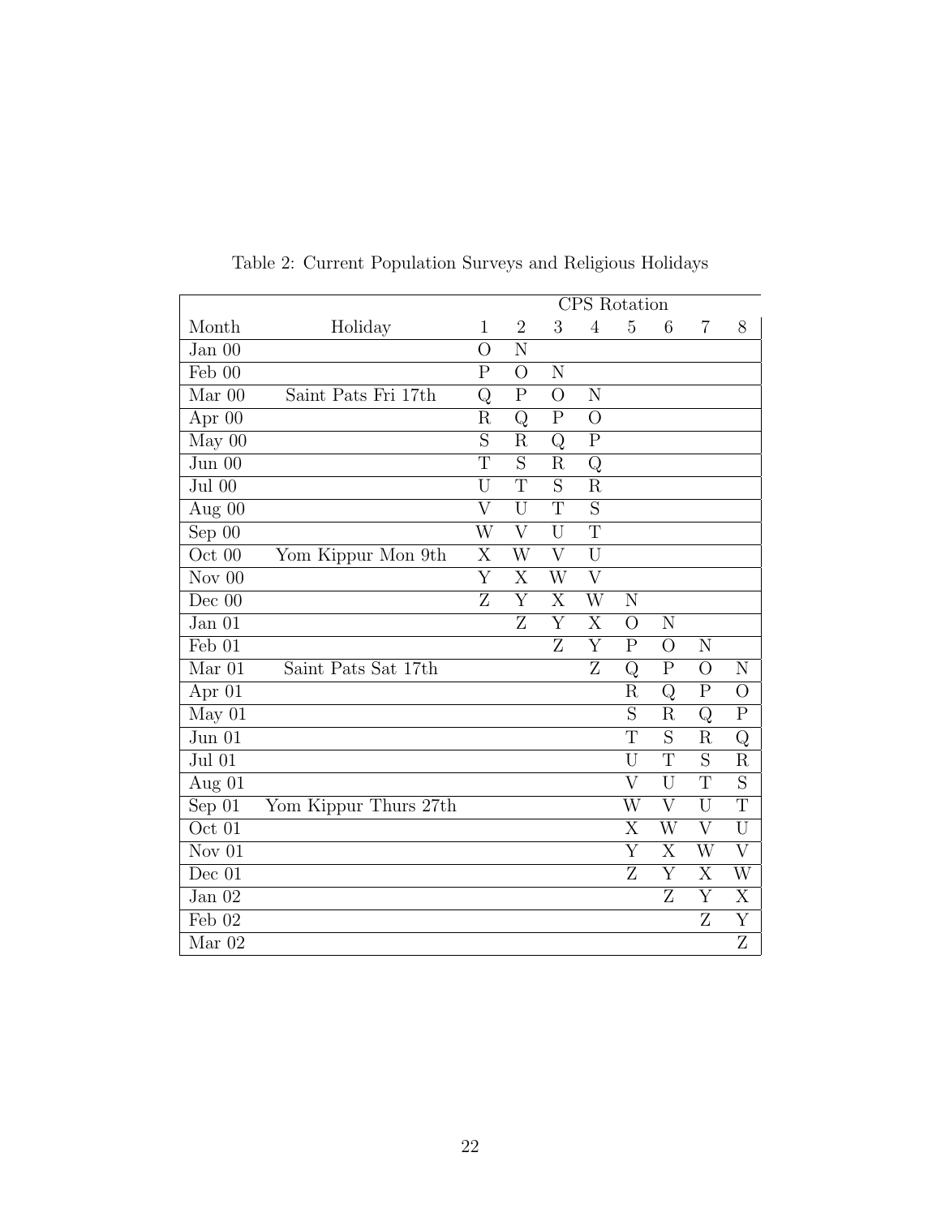Table 2: Current Population Surveys and Religious Holidays

| | | CPS Rotation | | | | | | | |
|---|---|---|---|---|---|---|---|---|---|
| Month | Holiday | 1 | 2 | 3 | 4 | 5 | 6 | 7 | 8 |
| Jan 00 | | O | N | | | | | | |
| Feb 00 | | P | O | N | | | | | |
| Mar 00 | Saint Pats Fri 17th | Q | P | O | N | | | | |
| Apr 00 | | R | Q | P | O | | | | |
| May 00 | | S | R | Q | P | | | | |
| Jun 00 | | T | S | R | Q | | | | |
| Jul 00 | | U | T | S | R | | | | |
| Aug 00 | | V | U | T | S | | | | |
| Sep 00 | | W | V | U | T | | | | |
| Oct 00 | Yom Kippur Mon 9th | X | W | V | U | | | | |
| Nov 00 | | Y | X | W | V | | | | |
| Dec 00 | | Z | Y | X | W | N | | | |
| Jan 01 | | | Z | Y | X | O | N | | |
| Feb 01 | | | | Z | Y | P | O | N | |
| Mar 01 | Saint Pats Sat 17th | | | | Z | Q | P | O | N |
| Apr 01 | | | | | | R | Q | P | O |
| May 01 | | | | | | S | R | Q | P |
| Jun 01 | | | | | | T | S | R | Q |
| Jul 01 | | | | | | U | T | S | R |
| Aug 01 | | | | | | V | U | T | S |
| Sep 01 | Yom Kippur Thurs 27th | | | | | W | V | U | T |
| Oct 01 | | | | | | X | W | V | U |
| Nov 01 | | | | | | Y | X | W | V |
| Dec 01 | | | | | | Z | Y | X | W |
| Jan 02 | | | | | | | Z | Y | X |
| Feb 02 | | | | | | | | Z | Y |
| Mar 02 | | | | | | | | | Z |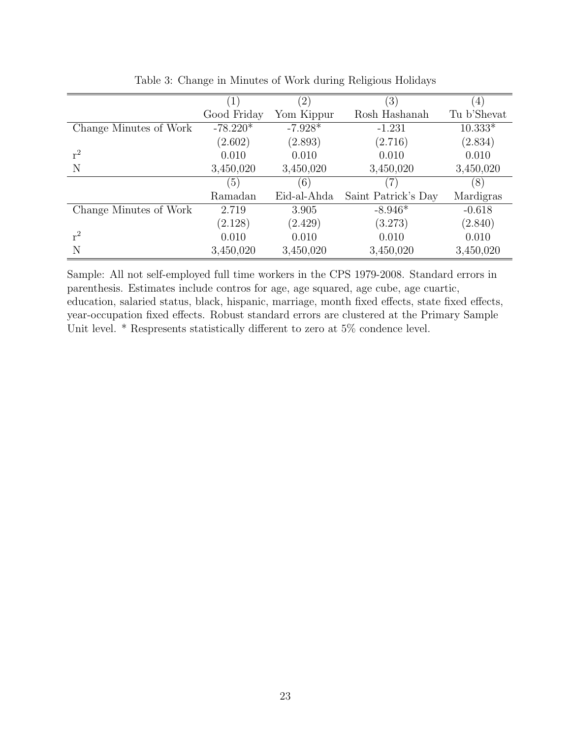Table 3: Change in Minutes of Work during Religious Holidays

| | (1) | (2) | (3) | (4) |
|---|---|---|---|---|
| | Good Friday | Yom Kippur | Rosh Hashanah | Tu b'Shevat |
| Change Minutes of Work | -78.220* | -7.928* | -1.231 | 10.333* |
| | (2.602) | (2.893) | (2.716) | (2.834) |
| $r^2$ | 0.010 | 0.010 | 0.010 | 0.010 |
| N | 3,450,020 | 3,450,020 | 3,450,020 | 3,450,020 |
| | (5) | (6) | (7) | (8) |
| | Ramadan | Eid-al-Ahda | Saint Patrick's Day | Mardigras |
| Change Minutes of Work | 2.719 | 3.905 | -8.946* | -0.618 |
| | (2.128) | (2.429) | (3.273) | (2.840) |
| $r^2$ | 0.010 | 0.010 | 0.010 | 0.010 |
| N | 3,450,020 | 3,450,020 | 3,450,020 | 3,450,020 |

Sample: All not self-employed full time workers in the CPS 1979-2008. Standard errors in parenthesis. Estimates include contros for age, age squared, age cube, age cuartic, education, salaried status, black, hispanic, marriage, month fixed effects, state fixed effects, year-occupation fixed effects. Robust standard errors are clustered at the Primary Sample Unit level. * Respresents statistically different to zero at 5% condence level.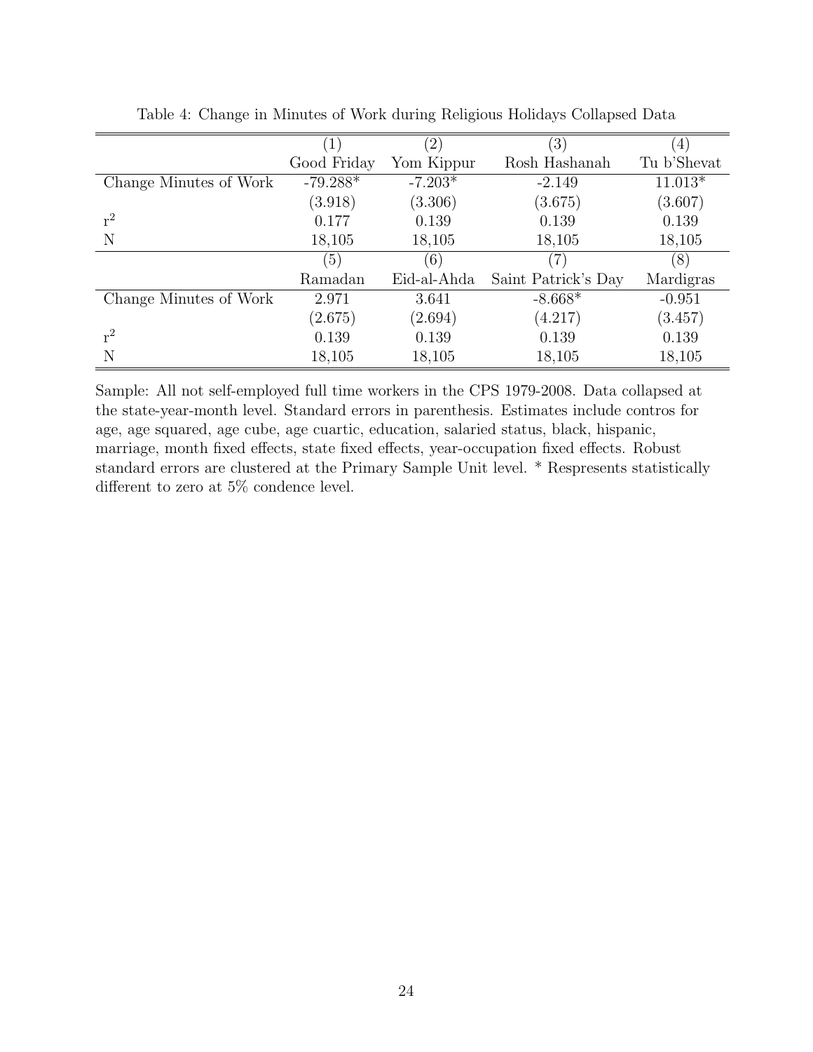Table 4: Change in Minutes of Work during Religious Holidays Collapsed Data

| | (1) | (2) | (3) | (4) |
|---|---|---|---|---|
| | Good Friday | Yom Kippur | Rosh Hashanah | Tu b'Shevat |
| Change Minutes of Work | -79.288* | -7.203* | -2.149 | 11.013* |
| | (3.918) | (3.306) | (3.675) | (3.607) |
| $r^2$ | 0.177 | 0.139 | 0.139 | 0.139 |
| N | 18,105 | 18,105 | 18,105 | 18,105 |
| | (5) | (6) | (7) | (8) |
| | Ramadan | Eid-al-Ahda | Saint Patrick's Day | Mardigras |
| Change Minutes of Work | 2.971 | 3.641 | -8.668* | -0.951 |
| | (2.675) | (2.694) | (4.217) | (3.457) |
| $r^2$ | 0.139 | 0.139 | 0.139 | 0.139 |
| N | 18,105 | 18,105 | 18,105 | 18,105 |

Sample: All not self-employed full time workers in the CPS 1979-2008. Data collapsed at the state-year-month level. Standard errors in parenthesis. Estimates include contros for age, age squared, age cube, age cuartic, education, salaried status, black, hispanic, marriage, month fixed effects, state fixed effects, year-occupation fixed effects. Robust standard errors are clustered at the Primary Sample Unit level. * Respresents statistically different to zero at 5% condence level.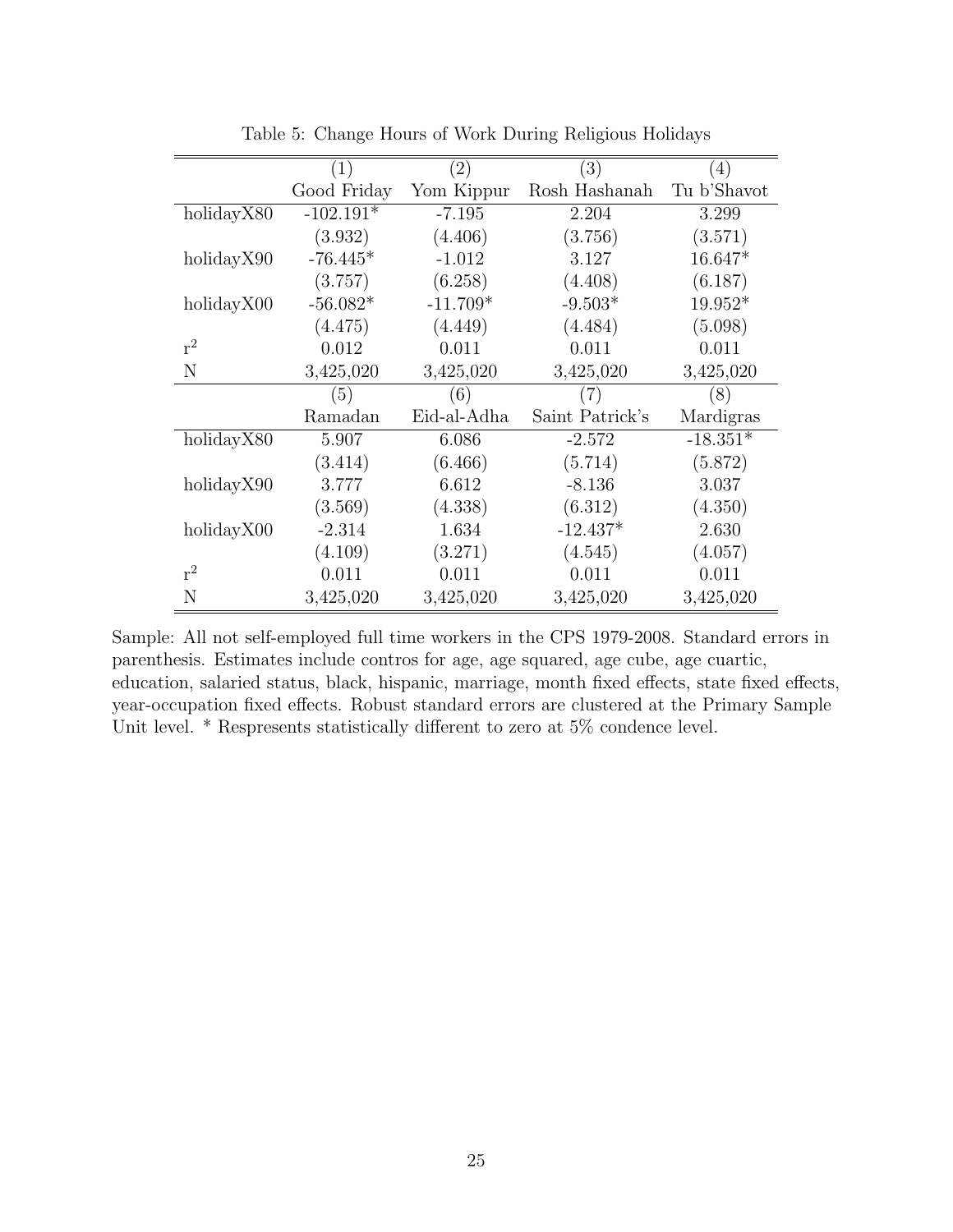Table 5: Change Hours of Work During Religious Holidays

| | (1) | (2) | (3) | (4) |
|---|---|---|---|---|
| | Good Friday | Yom Kippur | Rosh Hashanah | Tu b'Shavot |
| holidayX80 | -102.191* | -7.195 | 2.204 | 3.299 |
| | (3.932) | (4.406) | (3.756) | (3.571) |
| holidayX90 | -76.445* | -1.012 | 3.127 | 16.647* |
| | (3.757) | (6.258) | (4.408) | (6.187) |
| holidayX00 | -56.082* | -11.709* | -9.503* | 19.952* |
| | (4.475) | (4.449) | (4.484) | (5.098) |
| $r^2$ | 0.012 | 0.011 | 0.011 | 0.011 |
| N | 3,425,020 | 3,425,020 | 3,425,020 | 3,425,020 |
| | (5) | (6) | (7) | (8) |
| | Ramadan | Eid-al-Adha | Saint Patrick's | Mardigras |
| holidayX80 | 5.907 | 6.086 | -2.572 | -18.351* |
| | (3.414) | (6.466) | (5.714) | (5.872) |
| holidayX90 | 3.777 | 6.612 | -8.136 | 3.037 |
| | (3.569) | (4.338) | (6.312) | (4.350) |
| holidayX00 | -2.314 | 1.634 | -12.437* | 2.630 |
| | (4.109) | (3.271) | (4.545) | (4.057) |
| $r^2$ | 0.011 | 0.011 | 0.011 | 0.011 |
| N | 3,425,020 | 3,425,020 | 3,425,020 | 3,425,020 |

Sample: All not self-employed full time workers in the CPS 1979-2008. Standard errors in parenthesis. Estimates include contros for age, age squared, age cube, age cuartic, education, salaried status, black, hispanic, marriage, month fixed effects, state fixed effects, year-occupation fixed effects. Robust standard errors are clustered at the Primary Sample Unit level. * Respresents statistically different to zero at 5% condence level.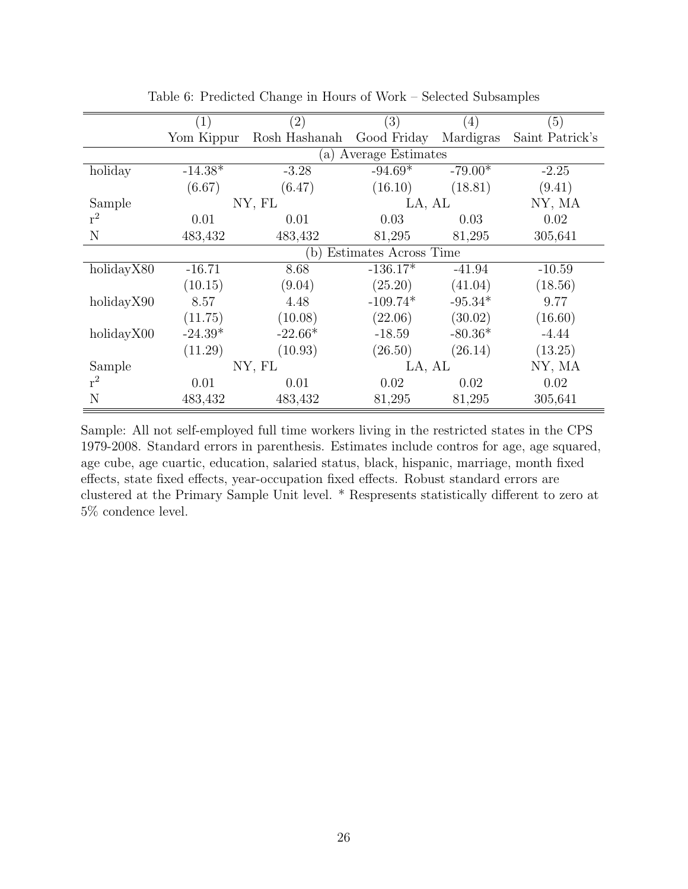Table 6: Predicted Change in Hours of Work – Selected Subsamples

| | (1) | (2) | (3) | (4) | (5) |
|---|---|---|---|---|---|
| | Yom Kippur | Rosh Hashanah | Good Friday | Mardigras | Saint Patrick's |
| | | | (a) Average Estimates | | |
| holiday | -14.38* | -3.28 | -94.69* | -79.00* | -2.25 |
| | (6.67) | (6.47) | (16.10) | (18.81) | (9.41) |
| Sample | NY, FL | | LA, AL | | NY, MA |
| $r^2$ | 0.01 | 0.01 | 0.03 | 0.03 | 0.02 |
| N | 483,432 | 483,432 | 81,295 | 81,295 | 305,641 |
| | | | (b) Estimates Across Time | | |
| holidayX80 | -16.71 | 8.68 | -136.17* | -41.94 | -10.59 |
| | (10.15) | (9.04) | (25.20) | (41.04) | (18.56) |
| holidayX90 | 8.57 | 4.48 | -109.74* | -95.34* | 9.77 |
| | (11.75) | (10.08) | (22.06) | (30.02) | (16.60) |
| holidayX00 | -24.39* | -22.66* | -18.59 | -80.36* | -4.44 |
| | (11.29) | (10.93) | (26.50) | (26.14) | (13.25) |
| Sample | NY, FL | | LA, AL | | NY, MA |
| $r^2$ | 0.01 | 0.01 | 0.02 | 0.02 | 0.02 |
| N | 483,432 | 483,432 | 81,295 | 81,295 | 305,641 |

Sample: All not self-employed full time workers living in the restricted states in the CPS 1979-2008. Standard errors in parenthesis. Estimates include contros for age, age squared, age cube, age cuartic, education, salaried status, black, hispanic, marriage, month fixed effects, state fixed effects, year-occupation fixed effects. Robust standard errors are clustered at the Primary Sample Unit level. * Respresents statistically different to zero at 5% condence level.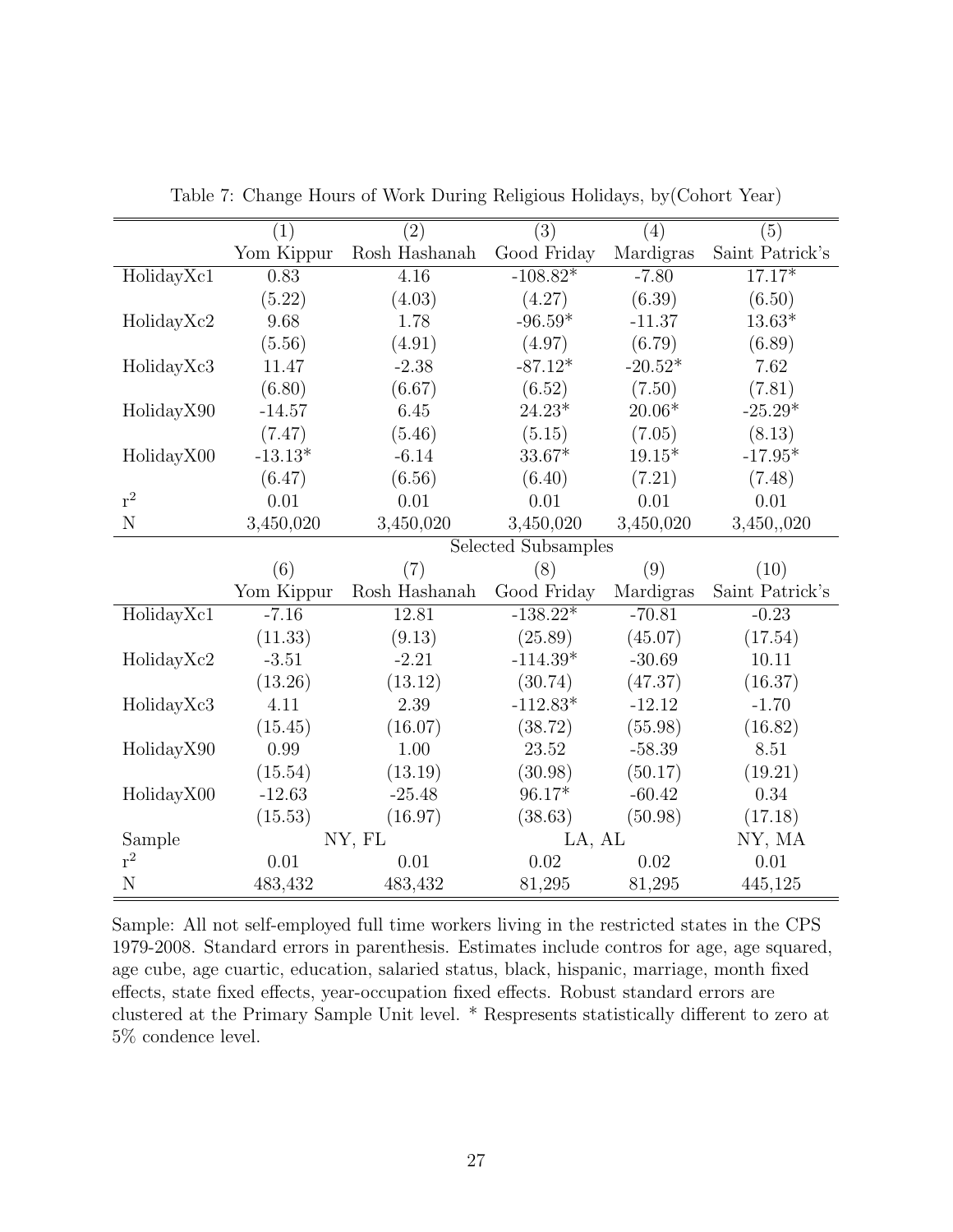Table 7: Change Hours of Work During Religious Holidays, by(Cohort Year)

| | (1) | (2) | (3) | (4) | (5) |
|---|---|---|---|---|---|
| | Yom Kippur | Rosh Hashanah | Good Friday | Mardigras | Saint Patrick's |
| HolidayXc1 | 0.83 | 4.16 | -108.82* | -7.80 | 17.17* |
| | (5.22) | (4.03) | (4.27) | (6.39) | (6.50) |
| HolidayXc2 | 9.68 | 1.78 | -96.59* | -11.37 | 13.63* |
| | (5.56) | (4.91) | (4.97) | (6.79) | (6.89) |
| HolidayXc3 | 11.47 | -2.38 | -87.12* | -20.52* | 7.62 |
| | (6.80) | (6.67) | (6.52) | (7.50) | (7.81) |
| HolidayX90 | -14.57 | 6.45 | 24.23* | 20.06* | -25.29* |
| | (7.47) | (5.46) | (5.15) | (7.05) | (8.13) |
| HolidayX00 | -13.13* | -6.14 | 33.67* | 19.15* | -17.95* |
| | (6.47) | (6.56) | (6.40) | (7.21) | (7.48) |
| $r^2$ | 0.01 | 0.01 | 0.01 | 0.01 | 0.01 |
| N | 3,450,020 | 3,450,020 | 3,450,020 | 3,450,020 | 3,450,,020 |
| | | | Selected Subsamples | | |
| | (6) | (7) | (8) | (9) | (10) |
| | Yom Kippur | Rosh Hashanah | Good Friday | Mardigras | Saint Patrick's |
| HolidayXc1 | -7.16 | 12.81 | -138.22* | -70.81 | -0.23 |
| | (11.33) | (9.13) | (25.89) | (45.07) | (17.54) |
| HolidayXc2 | -3.51 | -2.21 | -114.39* | -30.69 | 10.11 |
| | (13.26) | (13.12) | (30.74) | (47.37) | (16.37) |
| HolidayXc3 | 4.11 | 2.39 | -112.83* | -12.12 | -1.70 |
| | (15.45) | (16.07) | (38.72) | (55.98) | (16.82) |
| HolidayX90 | 0.99 | 1.00 | 23.52 | -58.39 | 8.51 |
| | (15.54) | (13.19) | (30.98) | (50.17) | (19.21) |
| HolidayX00 | -12.63 | -25.48 | 96.17* | -60.42 | 0.34 |
| | (15.53) | (16.97) | (38.63) | (50.98) | (17.18) |
| Sample | NY, FL | | LA, AL | | NY, MA |
| $r^2$ | 0.01 | 0.01 | 0.02 | 0.02 | 0.01 |
| N | 483,432 | 483,432 | 81,295 | 81,295 | 445,125 |

Sample: All not self-employed full time workers living in the restricted states in the CPS 1979-2008. Standard errors in parenthesis. Estimates include contros for age, age squared, age cube, age cuartic, education, salaried status, black, hispanic, marriage, month fixed effects, state fixed effects, year-occupation fixed effects. Robust standard errors are clustered at the Primary Sample Unit level. * Respresents statistically different to zero at 5% condence level.